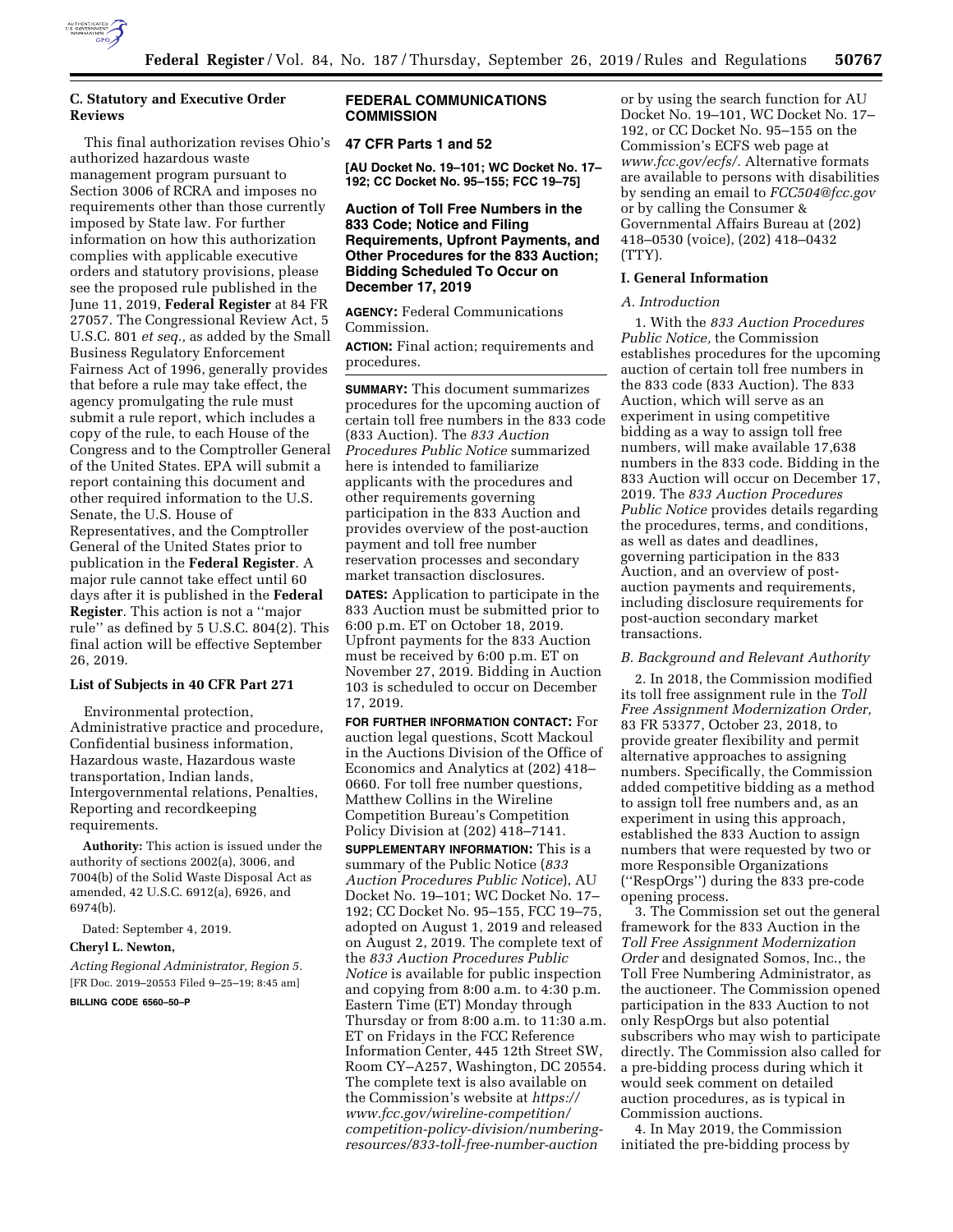## C. Statutory and Executive Order Reviews

This final authorization revises Ohio's authorized hazardous waste management program pursuant to Section 3006 of RCRA and imposes no requirements other than those currently imposed by State law. For further information on how this authorization complies with applicable executive orders and statutory provisions, please see the proposed rule published in the June 11, 2019, **Federal Register** at 84 FR 27057. The Congressional Review Act, 5 U.S.C. 801 *et seq.,* as added by the Small Business Regulatory Enforcement Fairness Act of 1996, generally provides that before a rule may take effect, the agency promulgating the rule must submit a rule report, which includes a copy of the rule, to each House of the Congress and to the Comptroller General of the United States. EPA will submit a report containing this document and other required information to the U.S. Senate, the U.S. House of Representatives, and the Comptroller General of the United States prior to publication in the **Federal Register**. A major rule cannot take effect until 60 days after it is published in the **Federal Register**. This action is not a ''major rule'' as defined by 5 U.S.C. 804(2). This final action will be effective September 26, 2019.

### List of Subjects in 40 CFR Part 271

Environmental protection, Administrative practice and procedure, Confidential business information, Hazardous waste, Hazardous waste transportation, Indian lands, Intergovernmental relations, Penalties, Reporting and recordkeeping requirements.

**Authority:** This action is issued under the authority of sections 2002(a), 3006, and 7004(b) of the Solid Waste Disposal Act as amended, 42 U.S.C. 6912(a), 6926, and 6974(b).

Dated: September 4, 2019.

**Cheryl L. Newton,**

*Acting Regional Administrator, Region 5.*

[FR Doc. 2019–20553 Filed 9–25–19; 8:45 am]

**BILLING CODE 6560–50–P**

# FEDERAL COMMUNICATIONS COMMISSION

## 47 CFR Parts 1 and 52

**[AU Docket No. 19–101; WC Docket No. 17–192; CC Docket No. 95–155; FCC 19–75]**

## Auction of Toll Free Numbers in the 833 Code; Notice and Filing Requirements, Upfront Payments, and Other Procedures for the 833 Auction; Bidding Scheduled To Occur on December 17, 2019

**AGENCY:** Federal Communications Commission.

**ACTION:** Final action; requirements and procedures.

**SUMMARY:** This document summarizes procedures for the upcoming auction of certain toll free numbers in the 833 code (833 Auction). The *833 Auction Procedures Public Notice* summarized here is intended to familiarize applicants with the procedures and other requirements governing participation in the 833 Auction and provides overview of the post-auction payment and toll free number reservation processes and secondary market transaction disclosures.

**DATES:** Application to participate in the 833 Auction must be submitted prior to 6:00 p.m. ET on October 18, 2019. Upfront payments for the 833 Auction must be received by 6:00 p.m. ET on November 27, 2019. Bidding in Auction 103 is scheduled to occur on December 17, 2019.

**FOR FURTHER INFORMATION CONTACT:** For auction legal questions, Scott Mackoul in the Auctions Division of the Office of Economics and Analytics at (202) 418–0660. For toll free number questions, Matthew Collins in the Wireline Competition Bureau's Competition Policy Division at (202) 418–7141.

**SUPPLEMENTARY INFORMATION:** This is a summary of the Public Notice (*833 Auction Procedures Public Notice*), AU Docket No. 19–101; WC Docket No. 17–192; CC Docket No. 95–155, FCC 19–75, adopted on August 1, 2019 and released on August 2, 2019. The complete text of the *833 Auction Procedures Public Notice* is available for public inspection and copying from 8:00 a.m. to 4:30 p.m. Eastern Time (ET) Monday through Thursday or from 8:00 a.m. to 11:30 a.m. ET on Fridays in the FCC Reference Information Center, 445 12th Street SW, Room CY–A257, Washington, DC 20554. The complete text is also available on the Commission's website at *https://www.fcc.gov/wireline-competition/competition-policy-division/numbering-resources/833-toll-free-number-auction* or by using the search function for AU Docket No. 19–101, WC Docket No. 17–192, or CC Docket No. 95–155 on the Commission's ECFS web page at *www.fcc.gov/ecfs/.* Alternative formats are available to persons with disabilities by sending an email to *FCC504@fcc.gov* or by calling the Consumer & Governmental Affairs Bureau at (202) 418–0530 (voice), (202) 418–0432 (TTY).

## I. General Information

### A. Introduction

1. With the *833 Auction Procedures Public Notice,* the Commission establishes procedures for the upcoming auction of certain toll free numbers in the 833 code (833 Auction). The 833 Auction, which will serve as an experiment in using competitive bidding as a way to assign toll free numbers, will make available 17,638 numbers in the 833 code. Bidding in the 833 Auction will occur on December 17, 2019. The *833 Auction Procedures Public Notice* provides details regarding the procedures, terms, and conditions, as well as dates and deadlines, governing participation in the 833 Auction, and an overview of post-auction payments and requirements, including disclosure requirements for post-auction secondary market transactions.

### B. Background and Relevant Authority

2. In 2018, the Commission modified its toll free assignment rule in the *Toll Free Assignment Modernization Order,* 83 FR 53377, October 23, 2018, to provide greater flexibility and permit alternative approaches to assigning numbers. Specifically, the Commission added competitive bidding as a method to assign toll free numbers and, as an experiment in using this approach, established the 833 Auction to assign numbers that were requested by two or more Responsible Organizations (''RespOrgs'') during the 833 pre-code opening process.

3. The Commission set out the general framework for the 833 Auction in the *Toll Free Assignment Modernization Order* and designated Somos, Inc., the Toll Free Numbering Administrator, as the auctioneer. The Commission opened participation in the 833 Auction to not only RespOrgs but also potential subscribers who may wish to participate directly. The Commission also called for a pre-bidding process during which it would seek comment on detailed auction procedures, as is typical in Commission auctions.

4. In May 2019, the Commission initiated the pre-bidding process by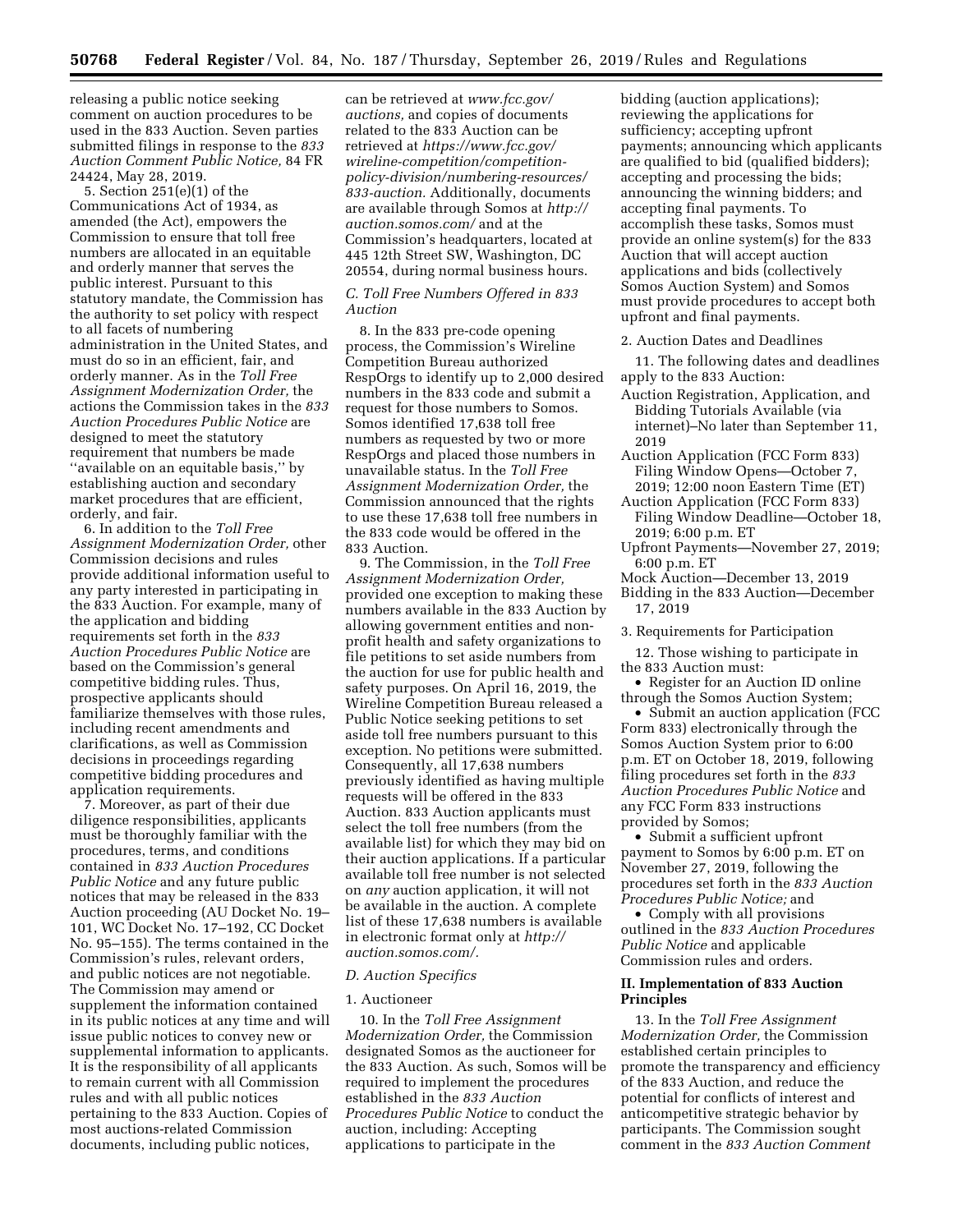releasing a public notice seeking comment on auction procedures to be used in the 833 Auction. Seven parties submitted filings in response to the *833 Auction Comment Public Notice,* 84 FR 24424, May 28, 2019.

5. Section 251(e)(1) of the Communications Act of 1934, as amended (the Act), empowers the Commission to ensure that toll free numbers are allocated in an equitable and orderly manner that serves the public interest. Pursuant to this statutory mandate, the Commission has the authority to set policy with respect to all facets of numbering administration in the United States, and must do so in an efficient, fair, and orderly manner. As in the *Toll Free Assignment Modernization Order,* the actions the Commission takes in the *833 Auction Procedures Public Notice* are designed to meet the statutory requirement that numbers be made ''available on an equitable basis,'' by establishing auction and secondary market procedures that are efficient, orderly, and fair.

6. In addition to the *Toll Free Assignment Modernization Order,* other Commission decisions and rules provide additional information useful to any party interested in participating in the 833 Auction. For example, many of the application and bidding requirements set forth in the *833 Auction Procedures Public Notice* are based on the Commission's general competitive bidding rules. Thus, prospective applicants should familiarize themselves with those rules, including recent amendments and clarifications, as well as Commission decisions in proceedings regarding competitive bidding procedures and application requirements.

7. Moreover, as part of their due diligence responsibilities, applicants must be thoroughly familiar with the procedures, terms, and conditions contained in *833 Auction Procedures Public Notice* and any future public notices that may be released in the 833 Auction proceeding (AU Docket No. 19–101, WC Docket No. 17–192, CC Docket No. 95–155). The terms contained in the Commission's rules, relevant orders, and public notices are not negotiable. The Commission may amend or supplement the information contained in its public notices at any time and will issue public notices to convey new or supplemental information to applicants. It is the responsibility of all applicants to remain current with all Commission rules and with all public notices pertaining to the 833 Auction. Copies of most auctions-related Commission documents, including public notices, can be retrieved at *www.fcc.gov/auctions,* and copies of documents related to the 833 Auction can be retrieved at *https://www.fcc.gov/wireline-competition/competition-policy-division/numbering-resources/833-auction.* Additionally, documents are available through Somos at *http://auction.somos.com/* and at the Commission's headquarters, located at 445 12th Street SW, Washington, DC 20554, during normal business hours.

### *C. Toll Free Numbers Offered in 833 Auction*

8. In the 833 pre-code opening process, the Commission's Wireline Competition Bureau authorized RespOrgs to identify up to 2,000 desired numbers in the 833 code and submit a request for those numbers to Somos. Somos identified 17,638 toll free numbers as requested by two or more RespOrgs and placed those numbers in unavailable status. In the *Toll Free Assignment Modernization Order,* the Commission announced that the rights to use these 17,638 toll free numbers in the 833 code would be offered in the 833 Auction.

9. The Commission, in the *Toll Free Assignment Modernization Order,* provided one exception to making these numbers available in the 833 Auction by allowing government entities and non-profit health and safety organizations to file petitions to set aside numbers from the auction for use for public health and safety purposes. On April 16, 2019, the Wireline Competition Bureau released a Public Notice seeking petitions to set aside toll free numbers pursuant to this exception. No petitions were submitted. Consequently, all 17,638 numbers previously identified as having multiple requests will be offered in the 833 Auction. 833 Auction applicants must select the toll free numbers (from the available list) for which they may bid on their auction applications. If a particular available toll free number is not selected on *any* auction application, it will not be available in the auction. A complete list of these 17,638 numbers is available in electronic format only at *http://auction.somos.com/.*

### *D. Auction Specifics*

#### 1. Auctioneer

10. In the *Toll Free Assignment Modernization Order,* the Commission designated Somos as the auctioneer for the 833 Auction. As such, Somos will be required to implement the procedures established in the *833 Auction Procedures Public Notice* to conduct the auction, including: Accepting applications to participate in the bidding (auction applications); reviewing the applications for sufficiency; accepting upfront payments; announcing which applicants are qualified to bid (qualified bidders); accepting and processing the bids; announcing the winning bidders; and accepting final payments. To accomplish these tasks, Somos must provide an online system(s) for the 833 Auction that will accept auction applications and bids (collectively Somos Auction System) and Somos must provide procedures to accept both upfront and final payments.

#### 2. Auction Dates and Deadlines

11. The following dates and deadlines apply to the 833 Auction:

Auction Registration, Application, and Bidding Tutorials Available (via internet)–No later than September 11, 2019
Auction Application (FCC Form 833) Filing Window Opens—October 7, 2019; 12:00 noon Eastern Time (ET)
Auction Application (FCC Form 833) Filing Window Deadline—October 18, 2019; 6:00 p.m. ET
Upfront Payments—November 27, 2019; 6:00 p.m. ET
Mock Auction—December 13, 2019
Bidding in the 833 Auction—December 17, 2019

#### 3. Requirements for Participation

12. Those wishing to participate in the 833 Auction must:

- Register for an Auction ID online through the Somos Auction System;
- Submit an auction application (FCC Form 833) electronically through the Somos Auction System prior to 6:00 p.m. ET on October 18, 2019, following filing procedures set forth in the *833 Auction Procedures Public Notice* and any FCC Form 833 instructions provided by Somos;
- Submit a sufficient upfront payment to Somos by 6:00 p.m. ET on November 27, 2019, following the procedures set forth in the *833 Auction Procedures Public Notice;* and
- Comply with all provisions outlined in the *833 Auction Procedures Public Notice* and applicable Commission rules and orders.

## II. Implementation of 833 Auction Principles

13. In the *Toll Free Assignment Modernization Order,* the Commission established certain principles to promote the transparency and efficiency of the 833 Auction, and reduce the potential for conflicts of interest and anticompetitive strategic behavior by participants. The Commission sought comment in the *833 Auction Comment*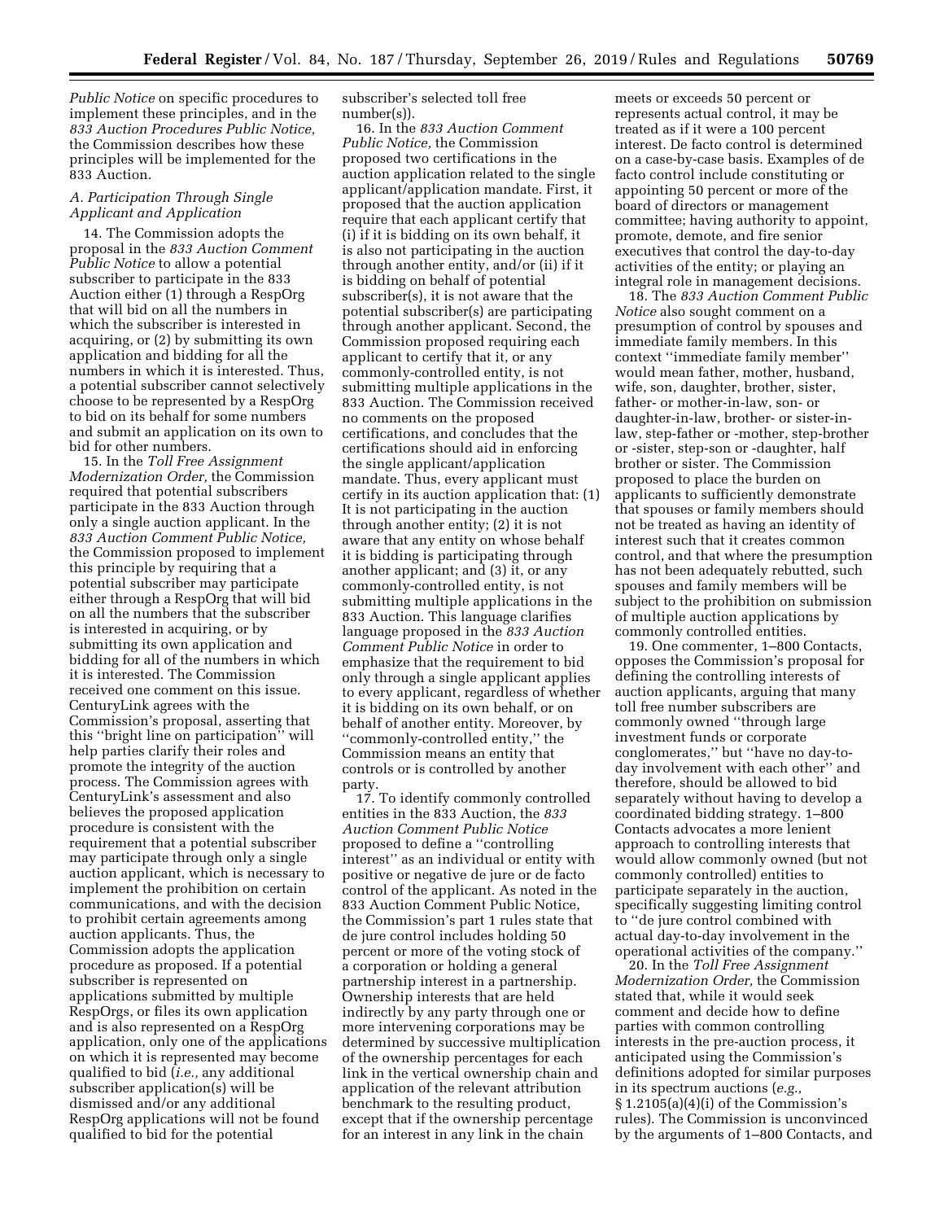*Public Notice* on specific procedures to implement these principles, and in the *833 Auction Procedures Public Notice,* the Commission describes how these principles will be implemented for the 833 Auction.

### *A. Participation Through Single Applicant and Application*

14. The Commission adopts the proposal in the *833 Auction Comment Public Notice* to allow a potential subscriber to participate in the 833 Auction either (1) through a RespOrg that will bid on all the numbers in which the subscriber is interested in acquiring, or (2) by submitting its own application and bidding for all the numbers in which it is interested. Thus, a potential subscriber cannot selectively choose to be represented by a RespOrg to bid on its behalf for some numbers and submit an application on its own to bid for other numbers.

15. In the *Toll Free Assignment Modernization Order,* the Commission required that potential subscribers participate in the 833 Auction through only a single auction applicant. In the *833 Auction Comment Public Notice,* the Commission proposed to implement this principle by requiring that a potential subscriber may participate either through a RespOrg that will bid on all the numbers that the subscriber is interested in acquiring, or by submitting its own application and bidding for all of the numbers in which it is interested. The Commission received one comment on this issue. CenturyLink agrees with the Commission's proposal, asserting that this ''bright line on participation'' will help parties clarify their roles and promote the integrity of the auction process. The Commission agrees with CenturyLink's assessment and also believes the proposed application procedure is consistent with the requirement that a potential subscriber may participate through only a single auction applicant, which is necessary to implement the prohibition on certain communications, and with the decision to prohibit certain agreements among auction applicants. Thus, the Commission adopts the application procedure as proposed. If a potential subscriber is represented on applications submitted by multiple RespOrgs, or files its own application and is also represented on a RespOrg application, only one of the applications on which it is represented may become qualified to bid (*i.e.,* any additional subscriber application(s) will be dismissed and/or any additional RespOrg applications will not be found qualified to bid for the potential subscriber's selected toll free number(s)).

16. In the *833 Auction Comment Public Notice,* the Commission proposed two certifications in the auction application related to the single applicant/application mandate. First, it proposed that the auction application require that each applicant certify that (i) if it is bidding on its own behalf, it is also not participating in the auction through another entity, and/or (ii) if it is bidding on behalf of potential subscriber(s), it is not aware that the potential subscriber(s) are participating through another applicant. Second, the Commission proposed requiring each applicant to certify that it, or any commonly-controlled entity, is not submitting multiple applications in the 833 Auction. The Commission received no comments on the proposed certifications, and concludes that the certifications should aid in enforcing the single applicant/application mandate. Thus, every applicant must certify in its auction application that: (1) It is not participating in the auction through another entity; (2) it is not aware that any entity on whose behalf it is bidding is participating through another applicant; and (3) it, or any commonly-controlled entity, is not submitting multiple applications in the 833 Auction. This language clarifies language proposed in the *833 Auction Comment Public Notice* in order to emphasize that the requirement to bid only through a single applicant applies to every applicant, regardless of whether it is bidding on its own behalf, or on behalf of another entity. Moreover, by ''commonly-controlled entity,'' the Commission means an entity that controls or is controlled by another party.

17. To identify commonly controlled entities in the 833 Auction, the *833 Auction Comment Public Notice* proposed to define a ''controlling interest'' as an individual or entity with positive or negative de jure or de facto control of the applicant. As noted in the 833 Auction Comment Public Notice, the Commission's part 1 rules state that de jure control includes holding 50 percent or more of the voting stock of a corporation or holding a general partnership interest in a partnership. Ownership interests that are held indirectly by any party through one or more intervening corporations may be determined by successive multiplication of the ownership percentages for each link in the vertical ownership chain and application of the relevant attribution benchmark to the resulting product, except that if the ownership percentage for an interest in any link in the chain meets or exceeds 50 percent or represents actual control, it may be treated as if it were a 100 percent interest. De facto control is determined on a case-by-case basis. Examples of de facto control include constituting or appointing 50 percent or more of the board of directors or management committee; having authority to appoint, promote, demote, and fire senior executives that control the day-to-day activities of the entity; or playing an integral role in management decisions.

18. The *833 Auction Comment Public Notice* also sought comment on a presumption of control by spouses and immediate family members. In this context ''immediate family member'' would mean father, mother, husband, wife, son, daughter, brother, sister, father- or mother-in-law, son- or daughter-in-law, brother- or sister-in-law, step-father or -mother, step-brother or -sister, step-son or -daughter, half brother or sister. The Commission proposed to place the burden on applicants to sufficiently demonstrate that spouses or family members should not be treated as having an identity of interest such that it creates common control, and that where the presumption has not been adequately rebutted, such spouses and family members will be subject to the prohibition on submission of multiple auction applications by commonly controlled entities.

19. One commenter, 1–800 Contacts, opposes the Commission's proposal for defining the controlling interests of auction applicants, arguing that many toll free number subscribers are commonly owned ''through large investment funds or corporate conglomerates,'' but ''have no day-to-day involvement with each other'' and therefore, should be allowed to bid separately without having to develop a coordinated bidding strategy. 1–800 Contacts advocates a more lenient approach to controlling interests that would allow commonly owned (but not commonly controlled) entities to participate separately in the auction, specifically suggesting limiting control to ''de jure control combined with actual day-to-day involvement in the operational activities of the company.''

20. In the *Toll Free Assignment Modernization Order,* the Commission stated that, while it would seek comment and decide how to define parties with common controlling interests in the pre-auction process, it anticipated using the Commission's definitions adopted for similar purposes in its spectrum auctions (*e.g.,* § 1.2105(a)(4)(i) of the Commission's rules). The Commission is unconvinced by the arguments of 1–800 Contacts, and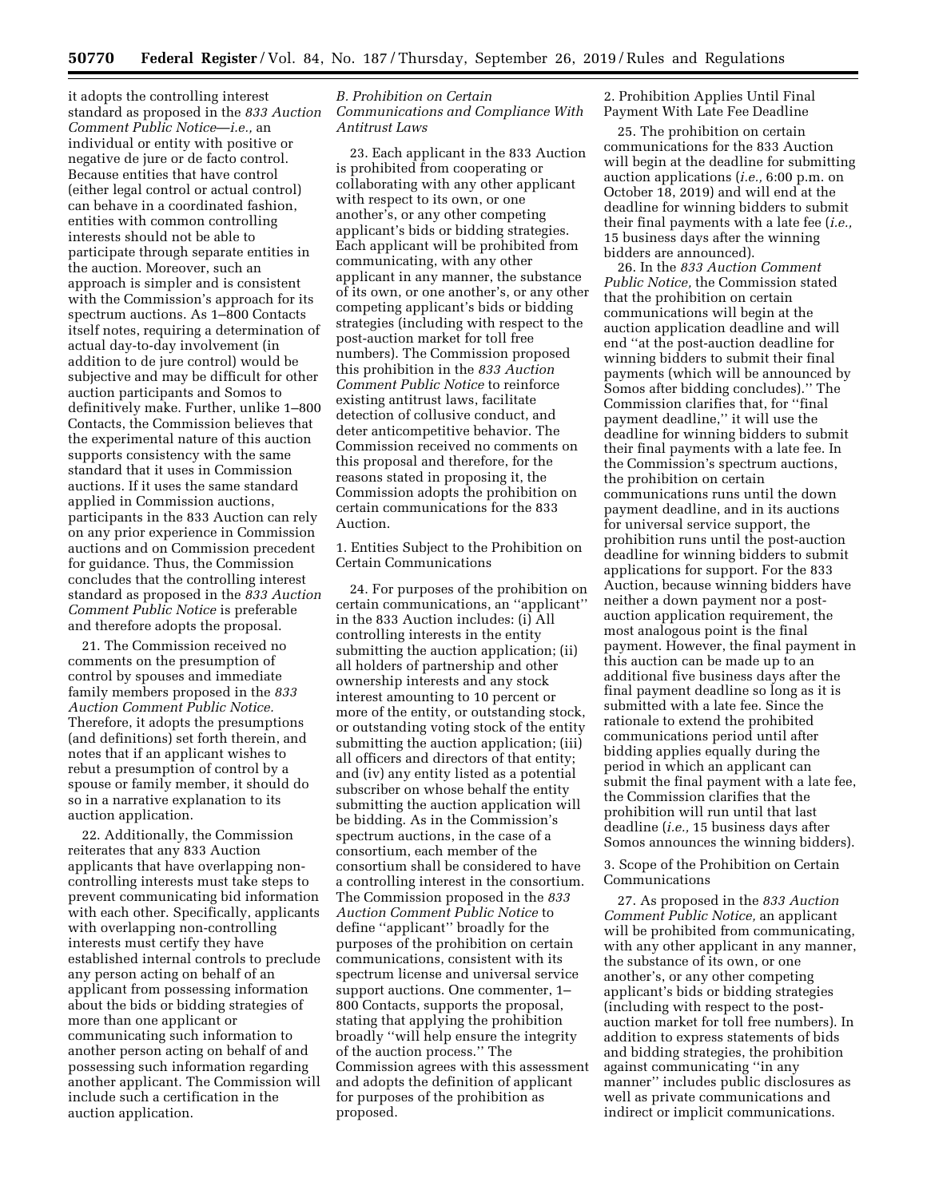it adopts the controlling interest standard as proposed in the *833 Auction Comment Public Notice*—*i.e.,* an individual or entity with positive or negative de jure or de facto control. Because entities that have control (either legal control or actual control) can behave in a coordinated fashion, entities with common controlling interests should not be able to participate through separate entities in the auction. Moreover, such an approach is simpler and is consistent with the Commission's approach for its spectrum auctions. As 1–800 Contacts itself notes, requiring a determination of actual day-to-day involvement (in addition to de jure control) would be subjective and may be difficult for other auction participants and Somos to definitively make. Further, unlike 1–800 Contacts, the Commission believes that the experimental nature of this auction supports consistency with the same standard that it uses in Commission auctions. If it uses the same standard applied in Commission auctions, participants in the 833 Auction can rely on any prior experience in Commission auctions and on Commission precedent for guidance. Thus, the Commission concludes that the controlling interest standard as proposed in the *833 Auction Comment Public Notice* is preferable and therefore adopts the proposal.

21. The Commission received no comments on the presumption of control by spouses and immediate family members proposed in the *833 Auction Comment Public Notice.* Therefore, it adopts the presumptions (and definitions) set forth therein, and notes that if an applicant wishes to rebut a presumption of control by a spouse or family member, it should do so in a narrative explanation to its auction application.

22. Additionally, the Commission reiterates that any 833 Auction applicants that have overlapping non-controlling interests must take steps to prevent communicating bid information with each other. Specifically, applicants with overlapping non-controlling interests must certify they have established internal controls to preclude any person acting on behalf of an applicant from possessing information about the bids or bidding strategies of more than one applicant or communicating such information to another person acting on behalf of and possessing such information regarding another applicant. The Commission will include such a certification in the auction application.

### *B. Prohibition on Certain Communications and Compliance With Antitrust Laws*

23. Each applicant in the 833 Auction is prohibited from cooperating or collaborating with any other applicant with respect to its own, or one another's, or any other competing applicant's bids or bidding strategies. Each applicant will be prohibited from communicating, with any other applicant in any manner, the substance of its own, or one another's, or any other competing applicant's bids or bidding strategies (including with respect to the post-auction market for toll free numbers). The Commission proposed this prohibition in the *833 Auction Comment Public Notice* to reinforce existing antitrust laws, facilitate detection of collusive conduct, and deter anticompetitive behavior. The Commission received no comments on this proposal and therefore, for the reasons stated in proposing it, the Commission adopts the prohibition on certain communications for the 833 Auction.

#### 1. Entities Subject to the Prohibition on Certain Communications

24. For purposes of the prohibition on certain communications, an ''applicant'' in the 833 Auction includes: (i) All controlling interests in the entity submitting the auction application; (ii) all holders of partnership and other ownership interests and any stock interest amounting to 10 percent or more of the entity, or outstanding stock, or outstanding voting stock of the entity submitting the auction application; (iii) all officers and directors of that entity; and (iv) any entity listed as a potential subscriber on whose behalf the entity submitting the auction application will be bidding. As in the Commission's spectrum auctions, in the case of a consortium, each member of the consortium shall be considered to have a controlling interest in the consortium. The Commission proposed in the *833 Auction Comment Public Notice* to define ''applicant'' broadly for the purposes of the prohibition on certain communications, consistent with its spectrum license and universal service support auctions. One commenter, 1–800 Contacts, supports the proposal, stating that applying the prohibition broadly ''will help ensure the integrity of the auction process.'' The Commission agrees with this assessment and adopts the definition of applicant for purposes of the prohibition as proposed.

#### 2. Prohibition Applies Until Final Payment With Late Fee Deadline

25. The prohibition on certain communications for the 833 Auction will begin at the deadline for submitting auction applications (*i.e.,* 6:00 p.m. on October 18, 2019) and will end at the deadline for winning bidders to submit their final payments with a late fee (*i.e.,* 15 business days after the winning bidders are announced).

26. In the *833 Auction Comment Public Notice,* the Commission stated that the prohibition on certain communications will begin at the auction application deadline and will end ''at the post-auction deadline for winning bidders to submit their final payments (which will be announced by Somos after bidding concludes).'' The Commission clarifies that, for ''final payment deadline,'' it will use the deadline for winning bidders to submit their final payments with a late fee. In the Commission's spectrum auctions, the prohibition on certain communications runs until the down payment deadline, and in its auctions for universal service support, the prohibition runs until the post-auction deadline for winning bidders to submit applications for support. For the 833 Auction, because winning bidders have neither a down payment nor a post-auction application requirement, the most analogous point is the final payment. However, the final payment in this auction can be made up to an additional five business days after the final payment deadline so long as it is submitted with a late fee. Since the rationale to extend the prohibited communications period until after bidding applies equally during the period in which an applicant can submit the final payment with a late fee, the Commission clarifies that the prohibition will run until that last deadline (*i.e.,* 15 business days after Somos announces the winning bidders).

#### 3. Scope of the Prohibition on Certain Communications

27. As proposed in the *833 Auction Comment Public Notice,* an applicant will be prohibited from communicating, with any other applicant in any manner, the substance of its own, or one another's, or any other competing applicant's bids or bidding strategies (including with respect to the post-auction market for toll free numbers). In addition to express statements of bids and bidding strategies, the prohibition against communicating ''in any manner'' includes public disclosures as well as private communications and indirect or implicit communications.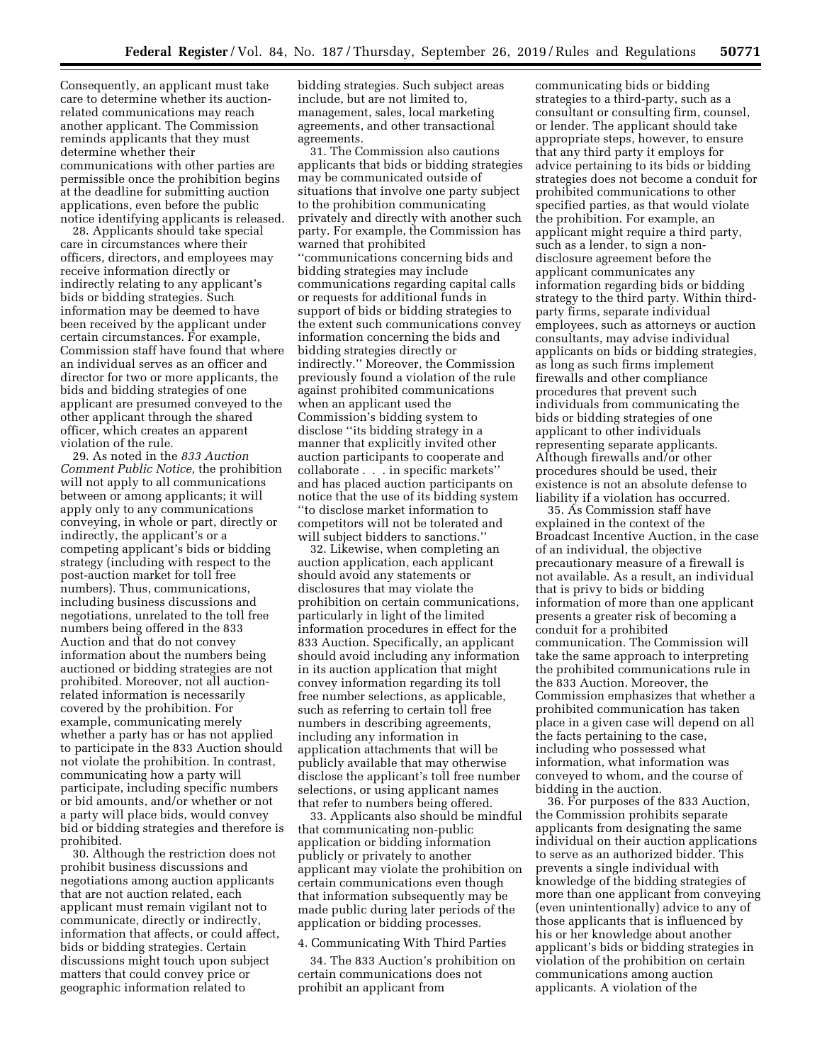Consequently, an applicant must take care to determine whether its auction-related communications may reach another applicant. The Commission reminds applicants that they must determine whether their communications with other parties are permissible once the prohibition begins at the deadline for submitting auction applications, even before the public notice identifying applicants is released.

28. Applicants should take special care in circumstances where their officers, directors, and employees may receive information directly or indirectly relating to any applicant's bids or bidding strategies. Such information may be deemed to have been received by the applicant under certain circumstances. For example, Commission staff have found that where an individual serves as an officer and director for two or more applicants, the bids and bidding strategies of one applicant are presumed conveyed to the other applicant through the shared officer, which creates an apparent violation of the rule.

29. As noted in the *833 Auction Comment Public Notice,* the prohibition will not apply to all communications between or among applicants; it will apply only to any communications conveying, in whole or part, directly or indirectly, the applicant's or a competing applicant's bids or bidding strategy (including with respect to the post-auction market for toll free numbers). Thus, communications, including business discussions and negotiations, unrelated to the toll free numbers being offered in the 833 Auction and that do not convey information about the numbers being auctioned or bidding strategies are not prohibited. Moreover, not all auction-related information is necessarily covered by the prohibition. For example, communicating merely whether a party has or has not applied to participate in the 833 Auction should not violate the prohibition. In contrast, communicating how a party will participate, including specific numbers or bid amounts, and/or whether or not a party will place bids, would convey bid or bidding strategies and therefore is prohibited.

30. Although the restriction does not prohibit business discussions and negotiations among auction applicants that are not auction related, each applicant must remain vigilant not to communicate, directly or indirectly, information that affects, or could affect, bids or bidding strategies. Certain discussions might touch upon subject matters that could convey price or geographic information related to bidding strategies. Such subject areas include, but are not limited to, management, sales, local marketing agreements, and other transactional agreements.

31. The Commission also cautions applicants that bids or bidding strategies may be communicated outside of situations that involve one party subject to the prohibition communicating privately and directly with another such party. For example, the Commission has warned that prohibited "communications concerning bids and bidding strategies may include communications regarding capital calls or requests for additional funds in support of bids or bidding strategies to the extent such communications convey information concerning the bids and bidding strategies directly or indirectly." Moreover, the Commission previously found a violation of the rule against prohibited communications when an applicant used the Commission's bidding system to disclose "its bidding strategy in a manner that explicitly invited other auction participants to cooperate and collaborate . . . in specific markets" and has placed auction participants on notice that the use of its bidding system "to disclose market information to competitors will not be tolerated and will subject bidders to sanctions."

32. Likewise, when completing an auction application, each applicant should avoid any statements or disclosures that may violate the prohibition on certain communications, particularly in light of the limited information procedures in effect for the 833 Auction. Specifically, an applicant should avoid including any information in its auction application that might convey information regarding its toll free number selections, as applicable, such as referring to certain toll free numbers in describing agreements, including any information in application attachments that will be publicly available that may otherwise disclose the applicant's toll free number selections, or using applicant names that refer to numbers being offered.

33. Applicants also should be mindful that communicating non-public application or bidding information publicly or privately to another applicant may violate the prohibition on certain communications even though that information subsequently may be made public during later periods of the application or bidding processes.

4. Communicating With Third Parties

34. The 833 Auction's prohibition on certain communications does not prohibit an applicant from communicating bids or bidding strategies to a third-party, such as a consultant or consulting firm, counsel, or lender. The applicant should take appropriate steps, however, to ensure that any third party it employs for advice pertaining to its bids or bidding strategies does not become a conduit for prohibited communications to other specified parties, as that would violate the prohibition. For example, an applicant might require a third party, such as a lender, to sign a non-disclosure agreement before the applicant communicates any information regarding bids or bidding strategy to the third party. Within third-party firms, separate individual employees, such as attorneys or auction consultants, may advise individual applicants on bids or bidding strategies, as long as such firms implement firewalls and other compliance procedures that prevent such individuals from communicating the bids or bidding strategies of one applicant to other individuals representing separate applicants. Although firewalls and/or other procedures should be used, their existence is not an absolute defense to liability if a violation has occurred.

35. As Commission staff have explained in the context of the Broadcast Incentive Auction, in the case of an individual, the objective precautionary measure of a firewall is not available. As a result, an individual that is privy to bids or bidding information of more than one applicant presents a greater risk of becoming a conduit for a prohibited communication. The Commission will take the same approach to interpreting the prohibited communications rule in the 833 Auction. Moreover, the Commission emphasizes that whether a prohibited communication has taken place in a given case will depend on all the facts pertaining to the case, including who possessed what information, what information was conveyed to whom, and the course of bidding in the auction.

36. For purposes of the 833 Auction, the Commission prohibits separate applicants from designating the same individual on their auction applications to serve as an authorized bidder. This prevents a single individual with knowledge of the bidding strategies of more than one applicant from conveying (even unintentionally) advice to any of those applicants that is influenced by his or her knowledge about another applicant's bids or bidding strategies in violation of the prohibition on certain communications among auction applicants. A violation of the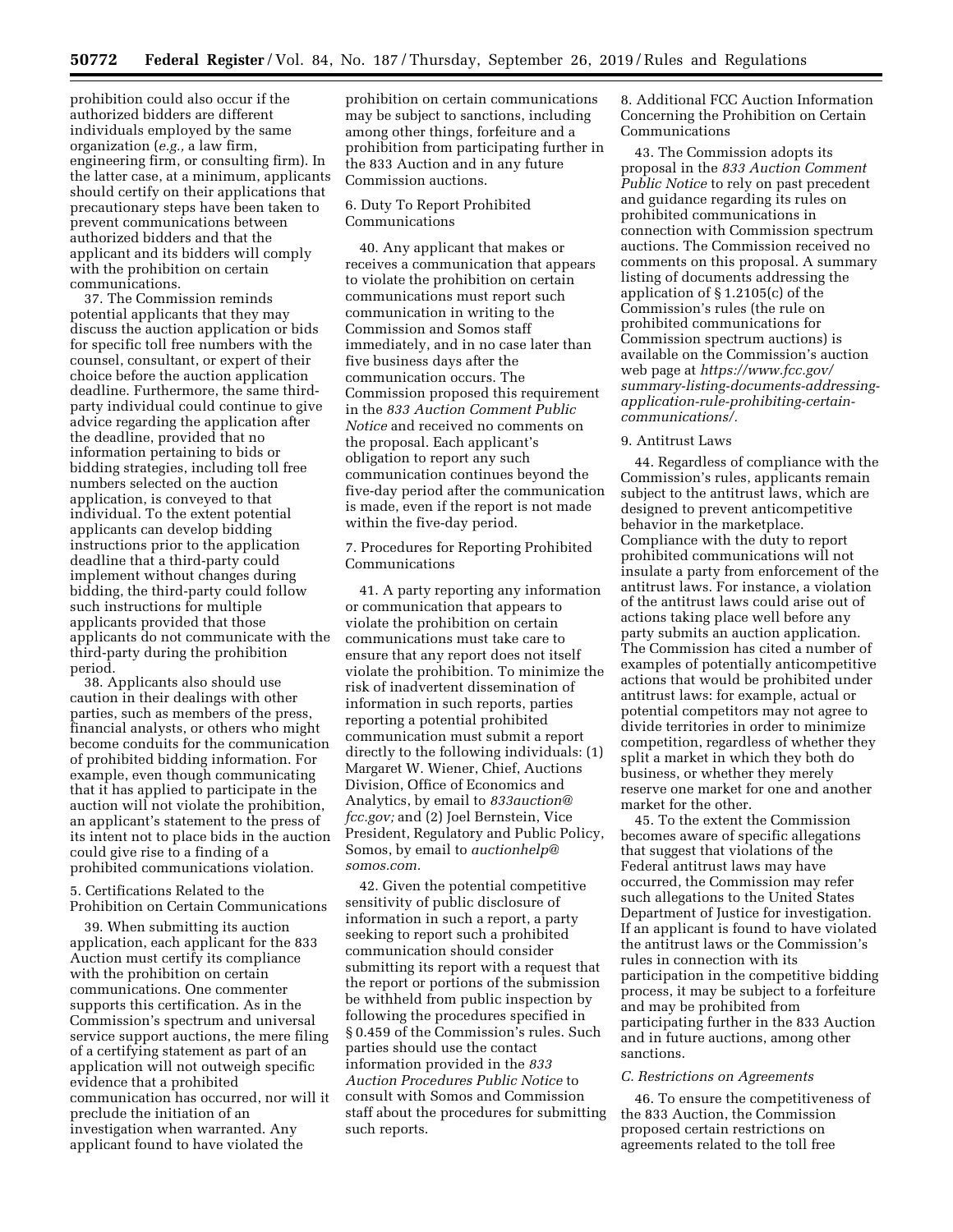prohibition could also occur if the authorized bidders are different individuals employed by the same organization (*e.g.,* a law firm, engineering firm, or consulting firm). In the latter case, at a minimum, applicants should certify on their applications that precautionary steps have been taken to prevent communications between authorized bidders and that the applicant and its bidders will comply with the prohibition on certain communications.

37. The Commission reminds potential applicants that they may discuss the auction application or bids for specific toll free numbers with the counsel, consultant, or expert of their choice before the auction application deadline. Furthermore, the same third-party individual could continue to give advice regarding the application after the deadline, provided that no information pertaining to bids or bidding strategies, including toll free numbers selected on the auction application, is conveyed to that individual. To the extent potential applicants can develop bidding instructions prior to the application deadline that a third-party could implement without changes during bidding, the third-party could follow such instructions for multiple applicants provided that those applicants do not communicate with the third-party during the prohibition period.

38. Applicants also should use caution in their dealings with other parties, such as members of the press, financial analysts, or others who might become conduits for the communication of prohibited bidding information. For example, even though communicating that it has applied to participate in the auction will not violate the prohibition, an applicant's statement to the press of its intent not to place bids in the auction could give rise to a finding of a prohibited communications violation.

5. Certifications Related to the Prohibition on Certain Communications

39. When submitting its auction application, each applicant for the 833 Auction must certify its compliance with the prohibition on certain communications. One commenter supports this certification. As in the Commission's spectrum and universal service support auctions, the mere filing of a certifying statement as part of an application will not outweigh specific evidence that a prohibited communication has occurred, nor will it preclude the initiation of an investigation when warranted. Any applicant found to have violated the prohibition on certain communications may be subject to sanctions, including among other things, forfeiture and a prohibition from participating further in the 833 Auction and in any future Commission auctions.

6. Duty To Report Prohibited Communications

40. Any applicant that makes or receives a communication that appears to violate the prohibition on certain communications must report such communication in writing to the Commission and Somos staff immediately, and in no case later than five business days after the communication occurs. The Commission proposed this requirement in the *833 Auction Comment Public Notice* and received no comments on the proposal. Each applicant's obligation to report any such communication continues beyond the five-day period after the communication is made, even if the report is not made within the five-day period.

7. Procedures for Reporting Prohibited Communications

41. A party reporting any information or communication that appears to violate the prohibition on certain communications must take care to ensure that any report does not itself violate the prohibition. To minimize the risk of inadvertent dissemination of information in such reports, parties reporting a potential prohibited communication must submit a report directly to the following individuals: (1) Margaret W. Wiener, Chief, Auctions Division, Office of Economics and Analytics, by email to *833auction@fcc.gov;* and (2) Joel Bernstein, Vice President, Regulatory and Public Policy, Somos, by email to *auctionhelp@somos.com.*

42. Given the potential competitive sensitivity of public disclosure of information in such a report, a party seeking to report such a prohibited communication should consider submitting its report with a request that the report or portions of the submission be withheld from public inspection by following the procedures specified in § 0.459 of the Commission's rules. Such parties should use the contact information provided in the *833 Auction Procedures Public Notice* to consult with Somos and Commission staff about the procedures for submitting such reports.

8. Additional FCC Auction Information Concerning the Prohibition on Certain Communications

43. The Commission adopts its proposal in the *833 Auction Comment Public Notice* to rely on past precedent and guidance regarding its rules on prohibited communications in connection with Commission spectrum auctions. The Commission received no comments on this proposal. A summary listing of documents addressing the application of § 1.2105(c) of the Commission's rules (the rule on prohibited communications for Commission spectrum auctions) is available on the Commission's auction web page at *https://www.fcc.gov/summary-listing-documents-addressing-application-rule-prohibiting-certain-communications/.*

9. Antitrust Laws

44. Regardless of compliance with the Commission's rules, applicants remain subject to the antitrust laws, which are designed to prevent anticompetitive behavior in the marketplace. Compliance with the duty to report prohibited communications will not insulate a party from enforcement of the antitrust laws. For instance, a violation of the antitrust laws could arise out of actions taking place well before any party submits an auction application. The Commission has cited a number of examples of potentially anticompetitive actions that would be prohibited under antitrust laws: for example, actual or potential competitors may not agree to divide territories in order to minimize competition, regardless of whether they split a market in which they both do business, or whether they merely reserve one market for one and another market for the other.

45. To the extent the Commission becomes aware of specific allegations that suggest that violations of the Federal antitrust laws may have occurred, the Commission may refer such allegations to the United States Department of Justice for investigation. If an applicant is found to have violated the antitrust laws or the Commission's rules in connection with its participation in the competitive bidding process, it may be subject to a forfeiture and may be prohibited from participating further in the 833 Auction and in future auctions, among other sanctions.

*C. Restrictions on Agreements*

46. To ensure the competitiveness of the 833 Auction, the Commission proposed certain restrictions on agreements related to the toll free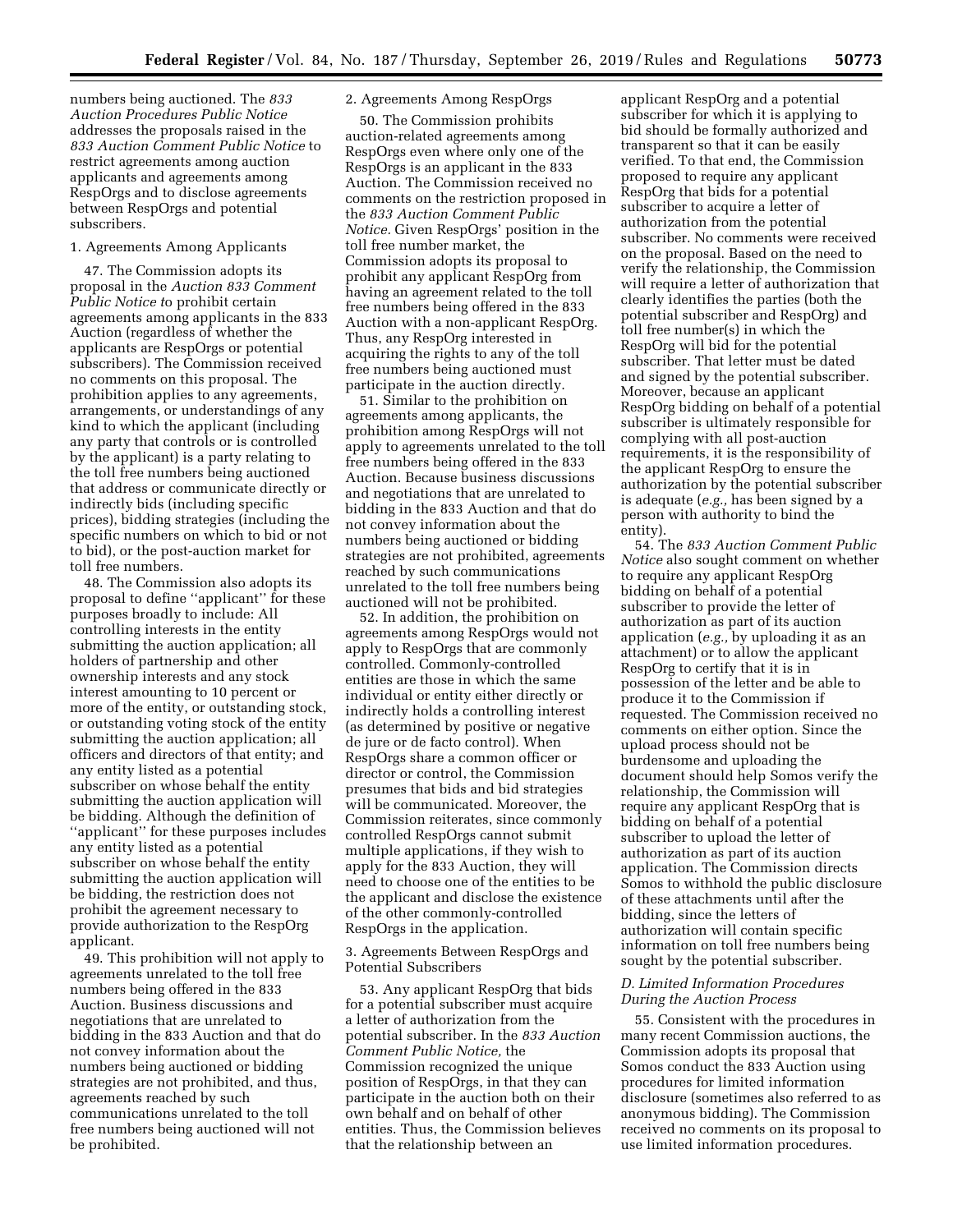numbers being auctioned. The *833 Auction Procedures Public Notice* addresses the proposals raised in the *833 Auction Comment Public Notice* to restrict agreements among auction applicants and agreements among RespOrgs and to disclose agreements between RespOrgs and potential subscribers.

### 1. Agreements Among Applicants

47. The Commission adopts its proposal in the *Auction 833 Comment Public Notice t*o prohibit certain agreements among applicants in the 833 Auction (regardless of whether the applicants are RespOrgs or potential subscribers). The Commission received no comments on this proposal. The prohibition applies to any agreements, arrangements, or understandings of any kind to which the applicant (including any party that controls or is controlled by the applicant) is a party relating to the toll free numbers being auctioned that address or communicate directly or indirectly bids (including specific prices), bidding strategies (including the specific numbers on which to bid or not to bid), or the post-auction market for toll free numbers.

48. The Commission also adopts its proposal to define ''applicant'' for these purposes broadly to include: All controlling interests in the entity submitting the auction application; all holders of partnership and other ownership interests and any stock interest amounting to 10 percent or more of the entity, or outstanding stock, or outstanding voting stock of the entity submitting the auction application; all officers and directors of that entity; and any entity listed as a potential subscriber on whose behalf the entity submitting the auction application will be bidding. Although the definition of ''applicant'' for these purposes includes any entity listed as a potential subscriber on whose behalf the entity submitting the auction application will be bidding, the restriction does not prohibit the agreement necessary to provide authorization to the RespOrg applicant.

49. This prohibition will not apply to agreements unrelated to the toll free numbers being offered in the 833 Auction. Business discussions and negotiations that are unrelated to bidding in the 833 Auction and that do not convey information about the numbers being auctioned or bidding strategies are not prohibited, and thus, agreements reached by such communications unrelated to the toll free numbers being auctioned will not be prohibited.

### 2. Agreements Among RespOrgs

50. The Commission prohibits auction-related agreements among RespOrgs even where only one of the RespOrgs is an applicant in the 833 Auction. The Commission received no comments on the restriction proposed in the *833 Auction Comment Public Notice.* Given RespOrgs' position in the toll free number market, the Commission adopts its proposal to prohibit any applicant RespOrg from having an agreement related to the toll free numbers being offered in the 833 Auction with a non-applicant RespOrg. Thus, any RespOrg interested in acquiring the rights to any of the toll free numbers being auctioned must participate in the auction directly.

51. Similar to the prohibition on agreements among applicants, the prohibition among RespOrgs will not apply to agreements unrelated to the toll free numbers being offered in the 833 Auction. Because business discussions and negotiations that are unrelated to bidding in the 833 Auction and that do not convey information about the numbers being auctioned or bidding strategies are not prohibited, agreements reached by such communications unrelated to the toll free numbers being auctioned will not be prohibited.

52. In addition, the prohibition on agreements among RespOrgs would not apply to RespOrgs that are commonly controlled. Commonly-controlled entities are those in which the same individual or entity either directly or indirectly holds a controlling interest (as determined by positive or negative de jure or de facto control). When RespOrgs share a common officer or director or control, the Commission presumes that bids and bid strategies will be communicated. Moreover, the Commission reiterates, since commonly controlled RespOrgs cannot submit multiple applications, if they wish to apply for the 833 Auction, they will need to choose one of the entities to be the applicant and disclose the existence of the other commonly-controlled RespOrgs in the application.

### 3. Agreements Between RespOrgs and Potential Subscribers

53. Any applicant RespOrg that bids for a potential subscriber must acquire a letter of authorization from the potential subscriber. In the *833 Auction Comment Public Notice,* the Commission recognized the unique position of RespOrgs, in that they can participate in the auction both on their own behalf and on behalf of other entities. Thus, the Commission believes that the relationship between an applicant RespOrg and a potential subscriber for which it is applying to bid should be formally authorized and transparent so that it can be easily verified. To that end, the Commission proposed to require any applicant RespOrg that bids for a potential subscriber to acquire a letter of authorization from the potential subscriber. No comments were received on the proposal. Based on the need to verify the relationship, the Commission will require a letter of authorization that clearly identifies the parties (both the potential subscriber and RespOrg) and toll free number(s) in which the RespOrg will bid for the potential subscriber. That letter must be dated and signed by the potential subscriber. Moreover, because an applicant RespOrg bidding on behalf of a potential subscriber is ultimately responsible for complying with all post-auction requirements, it is the responsibility of the applicant RespOrg to ensure the authorization by the potential subscriber is adequate (*e.g.,* has been signed by a person with authority to bind the entity).

54. The *833 Auction Comment Public Notice* also sought comment on whether to require any applicant RespOrg bidding on behalf of a potential subscriber to provide the letter of authorization as part of its auction application (*e.g.,* by uploading it as an attachment) or to allow the applicant RespOrg to certify that it is in possession of the letter and be able to produce it to the Commission if requested. The Commission received no comments on either option. Since the upload process should not be burdensome and uploading the document should help Somos verify the relationship, the Commission will require any applicant RespOrg that is bidding on behalf of a potential subscriber to upload the letter of authorization as part of its auction application. The Commission directs Somos to withhold the public disclosure of these attachments until after the bidding, since the letters of authorization will contain specific information on toll free numbers being sought by the potential subscriber.

## *D. Limited Information Procedures During the Auction Process*

55. Consistent with the procedures in many recent Commission auctions, the Commission adopts its proposal that Somos conduct the 833 Auction using procedures for limited information disclosure (sometimes also referred to as anonymous bidding). The Commission received no comments on its proposal to use limited information procedures.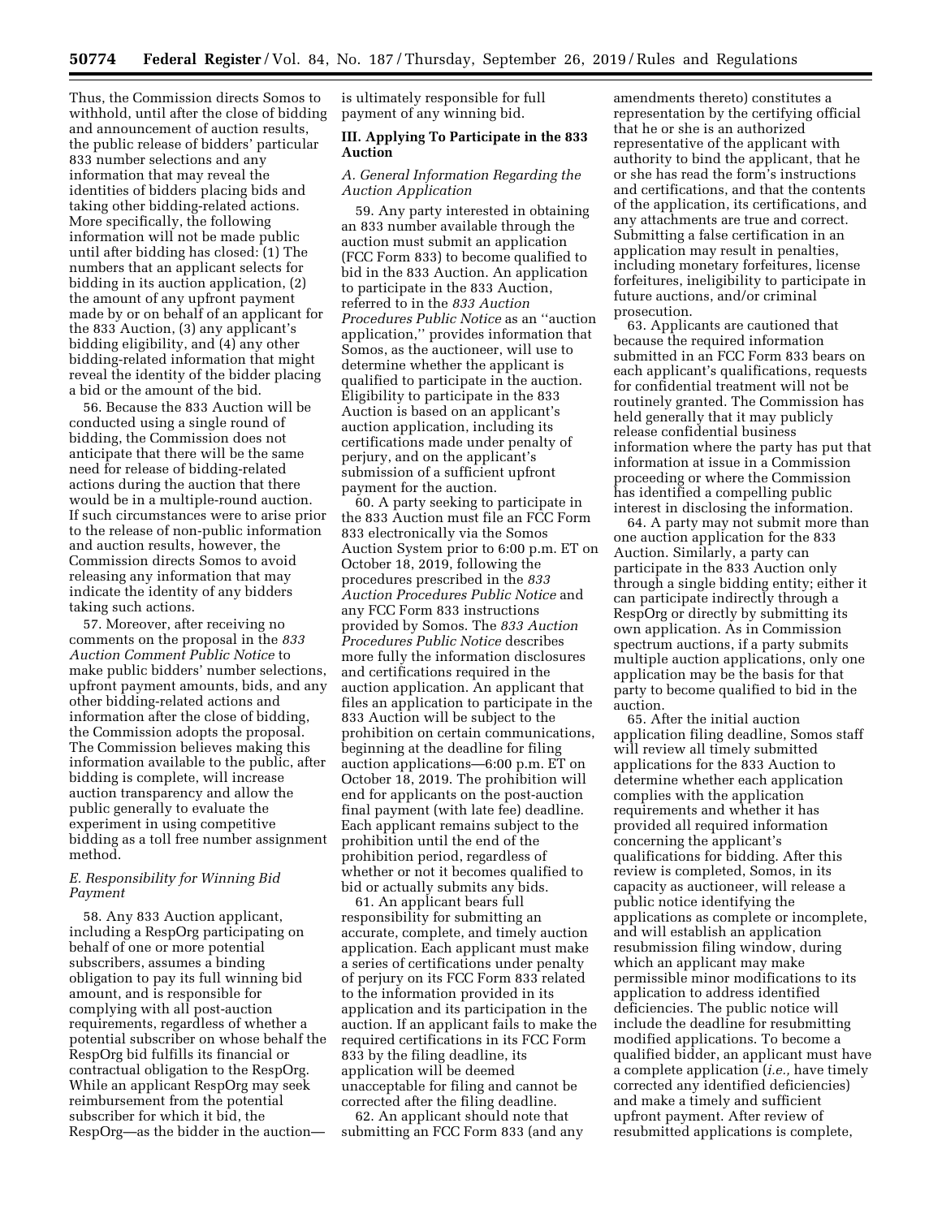Thus, the Commission directs Somos to withhold, until after the close of bidding and announcement of auction results, the public release of bidders' particular 833 number selections and any information that may reveal the identities of bidders placing bids and taking other bidding-related actions. More specifically, the following information will not be made public until after bidding has closed: (1) The numbers that an applicant selects for bidding in its auction application, (2) the amount of any upfront payment made by or on behalf of an applicant for the 833 Auction, (3) any applicant's bidding eligibility, and (4) any other bidding-related information that might reveal the identity of the bidder placing a bid or the amount of the bid.

56. Because the 833 Auction will be conducted using a single round of bidding, the Commission does not anticipate that there will be the same need for release of bidding-related actions during the auction that there would be in a multiple-round auction. If such circumstances were to arise prior to the release of non-public information and auction results, however, the Commission directs Somos to avoid releasing any information that may indicate the identity of any bidders taking such actions.

57. Moreover, after receiving no comments on the proposal in the *833 Auction Comment Public Notice* to make public bidders' number selections, upfront payment amounts, bids, and any other bidding-related actions and information after the close of bidding, the Commission adopts the proposal. The Commission believes making this information available to the public, after bidding is complete, will increase auction transparency and allow the public generally to evaluate the experiment in using competitive bidding as a toll free number assignment method.

### *E. Responsibility for Winning Bid Payment*

58. Any 833 Auction applicant, including a RespOrg participating on behalf of one or more potential subscribers, assumes a binding obligation to pay its full winning bid amount, and is responsible for complying with all post-auction requirements, regardless of whether a potential subscriber on whose behalf the RespOrg bid fulfills its financial or contractual obligation to the RespOrg. While an applicant RespOrg may seek reimbursement from the potential subscriber for which it bid, the RespOrg—as the bidder in the auction—is ultimately responsible for full payment of any winning bid.

## III. Applying To Participate in the 833 Auction

### *A. General Information Regarding the Auction Application*

59. Any party interested in obtaining an 833 number available through the auction must submit an application (FCC Form 833) to become qualified to bid in the 833 Auction. An application to participate in the 833 Auction, referred to in the *833 Auction Procedures Public Notice* as an "auction application," provides information that Somos, as the auctioneer, will use to determine whether the applicant is qualified to participate in the auction. Eligibility to participate in the 833 Auction is based on an applicant's auction application, including its certifications made under penalty of perjury, and on the applicant's submission of a sufficient upfront payment for the auction.

60. A party seeking to participate in the 833 Auction must file an FCC Form 833 electronically via the Somos Auction System prior to 6:00 p.m. ET on October 18, 2019, following the procedures prescribed in the *833 Auction Procedures Public Notice* and any FCC Form 833 instructions provided by Somos. The *833 Auction Procedures Public Notice* describes more fully the information disclosures and certifications required in the auction application. An applicant that files an application to participate in the 833 Auction will be subject to the prohibition on certain communications, beginning at the deadline for filing auction applications—6:00 p.m. ET on October 18, 2019. The prohibition will end for applicants on the post-auction final payment (with late fee) deadline. Each applicant remains subject to the prohibition until the end of the prohibition period, regardless of whether or not it becomes qualified to bid or actually submits any bids.

61. An applicant bears full responsibility for submitting an accurate, complete, and timely auction application. Each applicant must make a series of certifications under penalty of perjury on its FCC Form 833 related to the information provided in its application and its participation in the auction. If an applicant fails to make the required certifications in its FCC Form 833 by the filing deadline, its application will be deemed unacceptable for filing and cannot be corrected after the filing deadline.

62. An applicant should note that submitting an FCC Form 833 (and any amendments thereto) constitutes a representation by the certifying official that he or she is an authorized representative of the applicant with authority to bind the applicant, that he or she has read the form's instructions and certifications, and that the contents of the application, its certifications, and any attachments are true and correct. Submitting a false certification in an application may result in penalties, including monetary forfeitures, license forfeitures, ineligibility to participate in future auctions, and/or criminal prosecution.

63. Applicants are cautioned that because the required information submitted in an FCC Form 833 bears on each applicant's qualifications, requests for confidential treatment will not be routinely granted. The Commission has held generally that it may publicly release confidential business information where the party has put that information at issue in a Commission proceeding or where the Commission has identified a compelling public interest in disclosing the information.

64. A party may not submit more than one auction application for the 833 Auction. Similarly, a party can participate in the 833 Auction only through a single bidding entity; either it can participate indirectly through a RespOrg or directly by submitting its own application. As in Commission spectrum auctions, if a party submits multiple auction applications, only one application may be the basis for that party to become qualified to bid in the auction.

65. After the initial auction application filing deadline, Somos staff will review all timely submitted applications for the 833 Auction to determine whether each application complies with the application requirements and whether it has provided all required information concerning the applicant's qualifications for bidding. After this review is completed, Somos, in its capacity as auctioneer, will release a public notice identifying the applications as complete or incomplete, and will establish an application resubmission filing window, during which an applicant may make permissible minor modifications to its application to address identified deficiencies. The public notice will include the deadline for resubmitting modified applications. To become a qualified bidder, an applicant must have a complete application (*i.e.,* have timely corrected any identified deficiencies) and make a timely and sufficient upfront payment. After review of resubmitted applications is complete,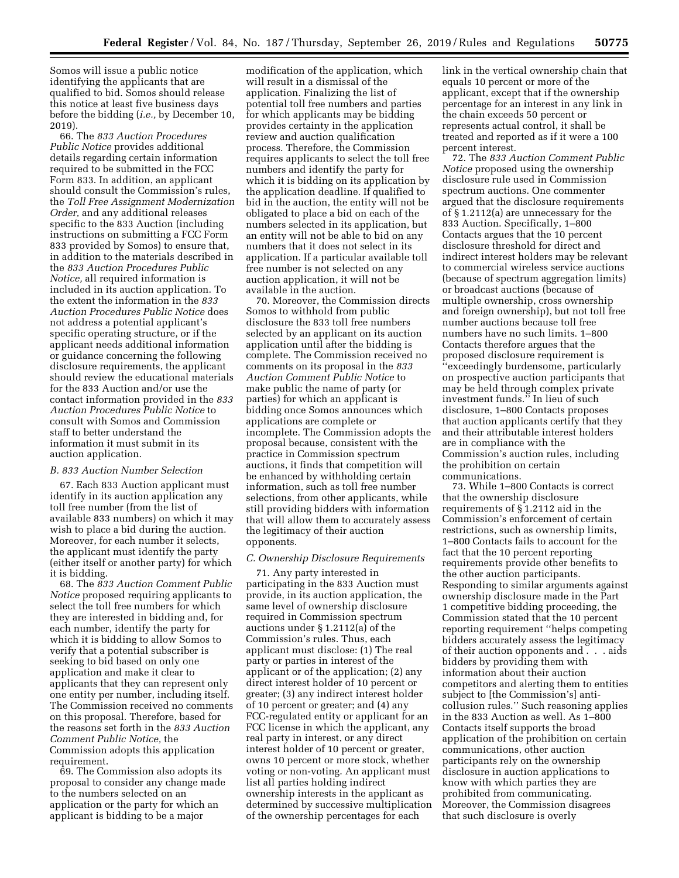Somos will issue a public notice identifying the applicants that are qualified to bid. Somos should release this notice at least five business days before the bidding (*i.e.,* by December 10, 2019).

66. The *833 Auction Procedures Public Notice* provides additional details regarding certain information required to be submitted in the FCC Form 833. In addition, an applicant should consult the Commission's rules, the *Toll Free Assignment Modernization Order,* and any additional releases specific to the 833 Auction (including instructions on submitting a FCC Form 833 provided by Somos) to ensure that, in addition to the materials described in the *833 Auction Procedures Public Notice,* all required information is included in its auction application. To the extent the information in the *833 Auction Procedures Public Notice* does not address a potential applicant's specific operating structure, or if the applicant needs additional information or guidance concerning the following disclosure requirements, the applicant should review the educational materials for the 833 Auction and/or use the contact information provided in the *833 Auction Procedures Public Notice* to consult with Somos and Commission staff to better understand the information it must submit in its auction application.

### B. 833 Auction Number Selection

67. Each 833 Auction applicant must identify in its auction application any toll free number (from the list of available 833 numbers) on which it may wish to place a bid during the auction. Moreover, for each number it selects, the applicant must identify the party (either itself or another party) for which it is bidding.

68. The *833 Auction Comment Public Notice* proposed requiring applicants to select the toll free numbers for which they are interested in bidding and, for each number, identify the party for which it is bidding to allow Somos to verify that a potential subscriber is seeking to bid based on only one application and make it clear to applicants that they can represent only one entity per number, including itself. The Commission received no comments on this proposal. Therefore, based for the reasons set forth in the *833 Auction Comment Public Notice,* the Commission adopts this application requirement.

69. The Commission also adopts its proposal to consider any change made to the numbers selected on an application or the party for which an applicant is bidding to be a major modification of the application, which will result in a dismissal of the application. Finalizing the list of potential toll free numbers and parties for which applicants may be bidding provides certainty in the application review and auction qualification process. Therefore, the Commission requires applicants to select the toll free numbers and identify the party for which it is bidding on its application by the application deadline. If qualified to bid in the auction, the entity will not be obligated to place a bid on each of the numbers selected in its application, but an entity will not be able to bid on any numbers that it does not select in its application. If a particular available toll free number is not selected on any auction application, it will not be available in the auction.

70. Moreover, the Commission directs Somos to withhold from public disclosure the 833 toll free numbers selected by an applicant on its auction application until after the bidding is complete. The Commission received no comments on its proposal in the *833 Auction Comment Public Notice* to make public the name of party (or parties) for which an applicant is bidding once Somos announces which applications are complete or incomplete. The Commission adopts the proposal because, consistent with the practice in Commission spectrum auctions, it finds that competition will be enhanced by withholding certain information, such as toll free number selections, from other applicants, while still providing bidders with information that will allow them to accurately assess the legitimacy of their auction opponents.

### C. Ownership Disclosure Requirements

71. Any party interested in participating in the 833 Auction must provide, in its auction application, the same level of ownership disclosure required in Commission spectrum auctions under § 1.2112(a) of the Commission's rules. Thus, each applicant must disclose: (1) The real party or parties in interest of the applicant or of the application; (2) any direct interest holder of 10 percent or greater; (3) any indirect interest holder of 10 percent or greater; and (4) any FCC-regulated entity or applicant for an FCC license in which the applicant, any real party in interest, or any direct interest holder of 10 percent or greater, owns 10 percent or more stock, whether voting or non-voting. An applicant must list all parties holding indirect ownership interests in the applicant as determined by successive multiplication of the ownership percentages for each link in the vertical ownership chain that equals 10 percent or more of the applicant, except that if the ownership percentage for an interest in any link in the chain exceeds 50 percent or represents actual control, it shall be treated and reported as if it were a 100 percent interest.

72. The *833 Auction Comment Public Notice* proposed using the ownership disclosure rule used in Commission spectrum auctions. One commenter argued that the disclosure requirements of § 1.2112(a) are unnecessary for the 833 Auction. Specifically, 1–800 Contacts argues that the 10 percent disclosure threshold for direct and indirect interest holders may be relevant to commercial wireless service auctions (because of spectrum aggregation limits) or broadcast auctions (because of multiple ownership, cross ownership and foreign ownership), but not toll free number auctions because toll free numbers have no such limits. 1–800 Contacts therefore argues that the proposed disclosure requirement is ''exceedingly burdensome, particularly on prospective auction participants that may be held through complex private investment funds.'' In lieu of such disclosure, 1–800 Contacts proposes that auction applicants certify that they and their attributable interest holders are in compliance with the Commission's auction rules, including the prohibition on certain communications.

73. While 1–800 Contacts is correct that the ownership disclosure requirements of § 1.2112 aid in the Commission's enforcement of certain restrictions, such as ownership limits, 1–800 Contacts fails to account for the fact that the 10 percent reporting requirements provide other benefits to the other auction participants. Responding to similar arguments against ownership disclosure made in the Part 1 competitive bidding proceeding, the Commission stated that the 10 percent reporting requirement ''helps competing bidders accurately assess the legitimacy of their auction opponents and . . . aids bidders by providing them with information about their auction competitors and alerting them to entities subject to [the Commission's] anti-collusion rules.'' Such reasoning applies in the 833 Auction as well. As 1–800 Contacts itself supports the broad application of the prohibition on certain communications, other auction participants rely on the ownership disclosure in auction applications to know with which parties they are prohibited from communicating. Moreover, the Commission disagrees that such disclosure is overly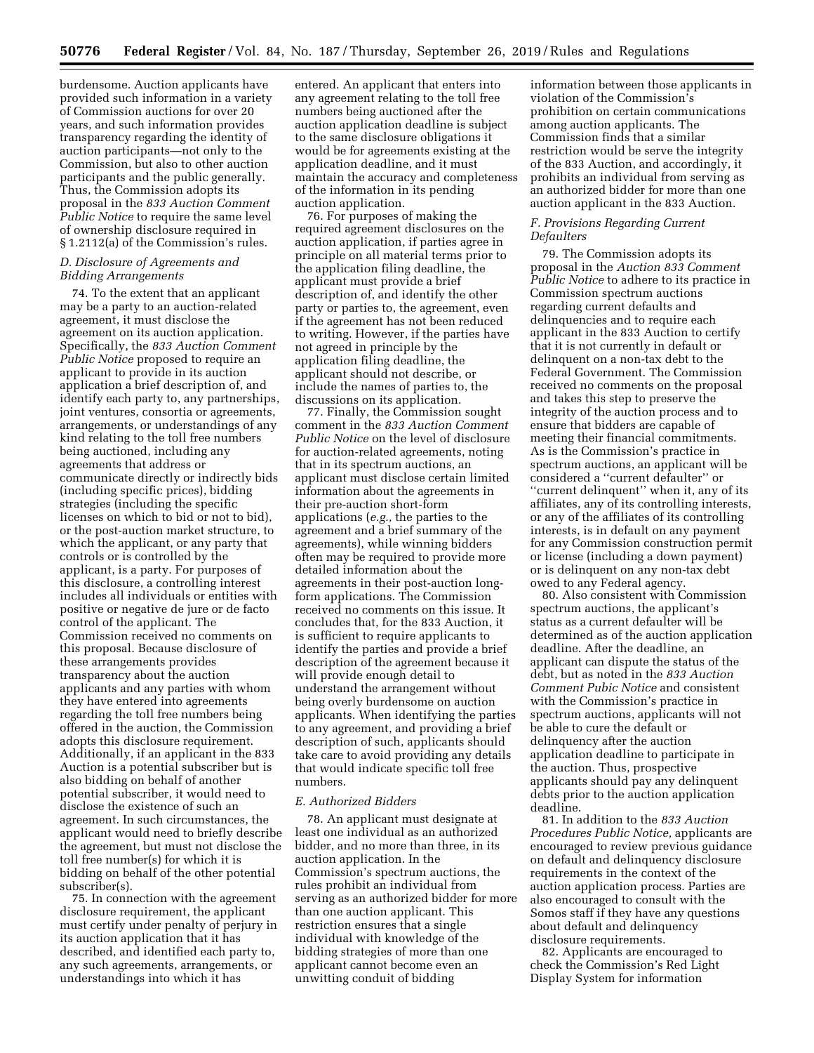burdensome. Auction applicants have provided such information in a variety of Commission auctions for over 20 years, and such information provides transparency regarding the identity of auction participants—not only to the Commission, but also to other auction participants and the public generally. Thus, the Commission adopts its proposal in the *833 Auction Comment Public Notice* to require the same level of ownership disclosure required in § 1.2112(a) of the Commission's rules.

### D. Disclosure of Agreements and Bidding Arrangements

74. To the extent that an applicant may be a party to an auction-related agreement, it must disclose the agreement on its auction application. Specifically, the *833 Auction Comment Public Notice* proposed to require an applicant to provide in its auction application a brief description of, and identify each party to, any partnerships, joint ventures, consortia or agreements, arrangements, or understandings of any kind relating to the toll free numbers being auctioned, including any agreements that address or communicate directly or indirectly bids (including specific prices), bidding strategies (including the specific licenses on which to bid or not to bid), or the post-auction market structure, to which the applicant, or any party that controls or is controlled by the applicant, is a party. For purposes of this disclosure, a controlling interest includes all individuals or entities with positive or negative de jure or de facto control of the applicant. The Commission received no comments on this proposal. Because disclosure of these arrangements provides transparency about the auction applicants and any parties with whom they have entered into agreements regarding the toll free numbers being offered in the auction, the Commission adopts this disclosure requirement. Additionally, if an applicant in the 833 Auction is a potential subscriber but is also bidding on behalf of another potential subscriber, it would need to disclose the existence of such an agreement. In such circumstances, the applicant would need to briefly describe the agreement, but must not disclose the toll free number(s) for which it is bidding on behalf of the other potential subscriber(s).

75. In connection with the agreement disclosure requirement, the applicant must certify under penalty of perjury in its auction application that it has described, and identified each party to, any such agreements, arrangements, or understandings into which it has entered. An applicant that enters into any agreement relating to the toll free numbers being auctioned after the auction application deadline is subject to the same disclosure obligations it would be for agreements existing at the application deadline, and it must maintain the accuracy and completeness of the information in its pending auction application.

76. For purposes of making the required agreement disclosures on the auction application, if parties agree in principle on all material terms prior to the application filing deadline, the applicant must provide a brief description of, and identify the other party or parties to, the agreement, even if the agreement has not been reduced to writing. However, if the parties have not agreed in principle by the application filing deadline, the applicant should not describe, or include the names of parties to, the discussions on its application.

77. Finally, the Commission sought comment in the *833 Auction Comment Public Notice* on the level of disclosure for auction-related agreements, noting that in its spectrum auctions, an applicant must disclose certain limited information about the agreements in their pre-auction short-form applications (*e.g.,* the parties to the agreement and a brief summary of the agreements), while winning bidders often may be required to provide more detailed information about the agreements in their post-auction long-form applications. The Commission received no comments on this issue. It concludes that, for the 833 Auction, it is sufficient to require applicants to identify the parties and provide a brief description of the agreement because it will provide enough detail to understand the arrangement without being overly burdensome on auction applicants. When identifying the parties to any agreement, and providing a brief description of such, applicants should take care to avoid providing any details that would indicate specific toll free numbers.

### E. Authorized Bidders

78. An applicant must designate at least one individual as an authorized bidder, and no more than three, in its auction application. In the Commission's spectrum auctions, the rules prohibit an individual from serving as an authorized bidder for more than one auction applicant. This restriction ensures that a single individual with knowledge of the bidding strategies of more than one applicant cannot become even an unwitting conduit of bidding information between those applicants in violation of the Commission's prohibition on certain communications among auction applicants. The Commission finds that a similar restriction would be serve the integrity of the 833 Auction, and accordingly, it prohibits an individual from serving as an authorized bidder for more than one auction applicant in the 833 Auction.

### F. Provisions Regarding Current Defaulters

79. The Commission adopts its proposal in the *Auction 833 Comment Public Notice* to adhere to its practice in Commission spectrum auctions regarding current defaults and delinquencies and to require each applicant in the 833 Auction to certify that it is not currently in default or delinquent on a non-tax debt to the Federal Government. The Commission received no comments on the proposal and takes this step to preserve the integrity of the auction process and to ensure that bidders are capable of meeting their financial commitments. As is the Commission's practice in spectrum auctions, an applicant will be considered a ''current defaulter'' or ''current delinquent'' when it, any of its affiliates, any of its controlling interests, or any of the affiliates of its controlling interests, is in default on any payment for any Commission construction permit or license (including a down payment) or is delinquent on any non-tax debt owed to any Federal agency.

80. Also consistent with Commission spectrum auctions, the applicant's status as a current defaulter will be determined as of the auction application deadline. After the deadline, an applicant can dispute the status of the debt, but as noted in the *833 Auction Comment Pubic Notice* and consistent with the Commission's practice in spectrum auctions, applicants will not be able to cure the default or delinquency after the auction application deadline to participate in the auction. Thus, prospective applicants should pay any delinquent debts prior to the auction application deadline.

81. In addition to the *833 Auction Procedures Public Notice,* applicants are encouraged to review previous guidance on default and delinquency disclosure requirements in the context of the auction application process. Parties are also encouraged to consult with the Somos staff if they have any questions about default and delinquency disclosure requirements.

82. Applicants are encouraged to check the Commission's Red Light Display System for information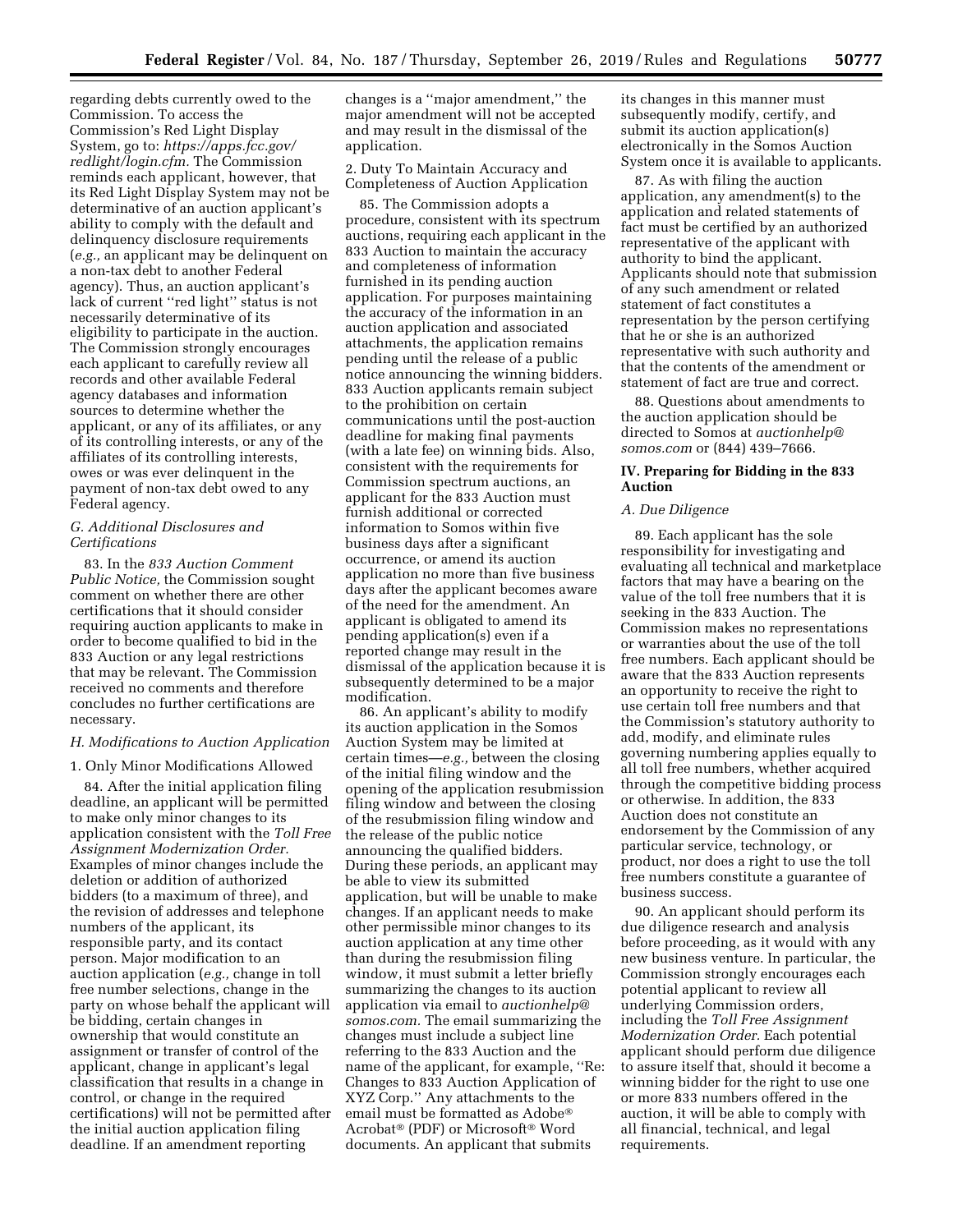regarding debts currently owed to the Commission. To access the Commission's Red Light Display System, go to: *https://apps.fcc.gov/redlight/login.cfm.* The Commission reminds each applicant, however, that its Red Light Display System may not be determinative of an auction applicant's ability to comply with the default and delinquency disclosure requirements (*e.g.,* an applicant may be delinquent on a non-tax debt to another Federal agency). Thus, an auction applicant's lack of current ''red light'' status is not necessarily determinative of its eligibility to participate in the auction. The Commission strongly encourages each applicant to carefully review all records and other available Federal agency databases and information sources to determine whether the applicant, or any of its affiliates, or any of its controlling interests, or any of the affiliates of its controlling interests, owes or was ever delinquent in the payment of non-tax debt owed to any Federal agency.

### *G. Additional Disclosures and Certifications*

83. In the *833 Auction Comment Public Notice,* the Commission sought comment on whether there are other certifications that it should consider requiring auction applicants to make in order to become qualified to bid in the 833 Auction or any legal restrictions that may be relevant. The Commission received no comments and therefore concludes no further certifications are necessary.

### *H. Modifications to Auction Application*

#### 1. Only Minor Modifications Allowed

84. After the initial application filing deadline, an applicant will be permitted to make only minor changes to its application consistent with the *Toll Free Assignment Modernization Order.* Examples of minor changes include the deletion or addition of authorized bidders (to a maximum of three), and the revision of addresses and telephone numbers of the applicant, its responsible party, and its contact person. Major modification to an auction application (*e.g.,* change in toll free number selections, change in the party on whose behalf the applicant will be bidding, certain changes in ownership that would constitute an assignment or transfer of control of the applicant, change in applicant's legal classification that results in a change in control, or change in the required certifications) will not be permitted after the initial auction application filing deadline. If an amendment reporting changes is a ''major amendment,'' the major amendment will not be accepted and may result in the dismissal of the application.

#### 2. Duty To Maintain Accuracy and Completeness of Auction Application

85. The Commission adopts a procedure, consistent with its spectrum auctions, requiring each applicant in the 833 Auction to maintain the accuracy and completeness of information furnished in its pending auction application. For purposes maintaining the accuracy of the information in an auction application and associated attachments, the application remains pending until the release of a public notice announcing the winning bidders. 833 Auction applicants remain subject to the prohibition on certain communications until the post-auction deadline for making final payments (with a late fee) on winning bids. Also, consistent with the requirements for Commission spectrum auctions, an applicant for the 833 Auction must furnish additional or corrected information to Somos within five business days after a significant occurrence, or amend its auction application no more than five business days after the applicant becomes aware of the need for the amendment. An applicant is obligated to amend its pending application(s) even if a reported change may result in the dismissal of the application because it is subsequently determined to be a major modification.

86. An applicant's ability to modify its auction application in the Somos Auction System may be limited at certain times—*e.g.,* between the closing of the initial filing window and the opening of the application resubmission filing window and between the closing of the resubmission filing window and the release of the public notice announcing the qualified bidders. During these periods, an applicant may be able to view its submitted application, but will be unable to make changes. If an applicant needs to make other permissible minor changes to its auction application at any time other than during the resubmission filing window, it must submit a letter briefly summarizing the changes to its auction application via email to *auctionhelp@somos.com.* The email summarizing the changes must include a subject line referring to the 833 Auction and the name of the applicant, for example, ''Re: Changes to 833 Auction Application of XYZ Corp.'' Any attachments to the email must be formatted as Adobe® Acrobat® (PDF) or Microsoft® Word documents. An applicant that submits its changes in this manner must subsequently modify, certify, and submit its auction application(s) electronically in the Somos Auction System once it is available to applicants.

87. As with filing the auction application, any amendment(s) to the application and related statements of fact must be certified by an authorized representative of the applicant with authority to bind the applicant. Applicants should note that submission of any such amendment or related statement of fact constitutes a representation by the person certifying that he or she is an authorized representative with such authority and that the contents of the amendment or statement of fact are true and correct.

88. Questions about amendments to the auction application should be directed to Somos at *auctionhelp@somos.com* or (844) 439–7666.

## IV. Preparing for Bidding in the 833 Auction

### *A. Due Diligence*

89. Each applicant has the sole responsibility for investigating and evaluating all technical and marketplace factors that may have a bearing on the value of the toll free numbers that it is seeking in the 833 Auction. The Commission makes no representations or warranties about the use of the toll free numbers. Each applicant should be aware that the 833 Auction represents an opportunity to receive the right to use certain toll free numbers and that the Commission's statutory authority to add, modify, and eliminate rules governing numbering applies equally to all toll free numbers, whether acquired through the competitive bidding process or otherwise. In addition, the 833 Auction does not constitute an endorsement by the Commission of any particular service, technology, or product, nor does a right to use the toll free numbers constitute a guarantee of business success.

90. An applicant should perform its due diligence research and analysis before proceeding, as it would with any new business venture. In particular, the Commission strongly encourages each potential applicant to review all underlying Commission orders, including the *Toll Free Assignment Modernization Order.* Each potential applicant should perform due diligence to assure itself that, should it become a winning bidder for the right to use one or more 833 numbers offered in the auction, it will be able to comply with all financial, technical, and legal requirements.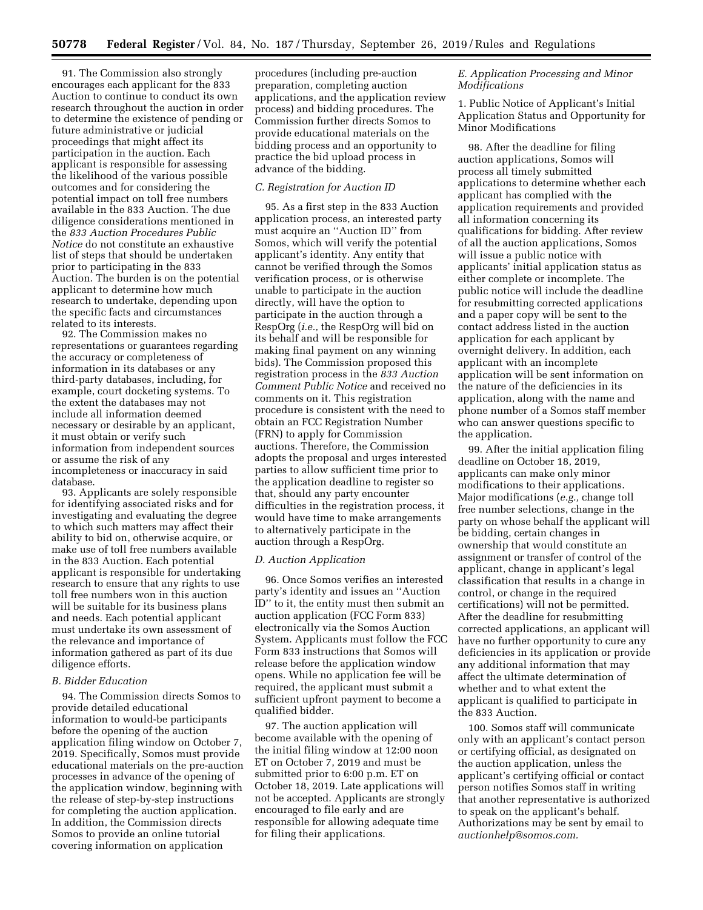91. The Commission also strongly encourages each applicant for the 833 Auction to continue to conduct its own research throughout the auction in order to determine the existence of pending or future administrative or judicial proceedings that might affect its participation in the auction. Each applicant is responsible for assessing the likelihood of the various possible outcomes and for considering the potential impact on toll free numbers available in the 833 Auction. The due diligence considerations mentioned in the *833 Auction Procedures Public Notice* do not constitute an exhaustive list of steps that should be undertaken prior to participating in the 833 Auction. The burden is on the potential applicant to determine how much research to undertake, depending upon the specific facts and circumstances related to its interests.

92. The Commission makes no representations or guarantees regarding the accuracy or completeness of information in its databases or any third-party databases, including, for example, court docketing systems. To the extent the databases may not include all information deemed necessary or desirable by an applicant, it must obtain or verify such information from independent sources or assume the risk of any incompleteness or inaccuracy in said database.

93. Applicants are solely responsible for identifying associated risks and for investigating and evaluating the degree to which such matters may affect their ability to bid on, otherwise acquire, or make use of toll free numbers available in the 833 Auction. Each potential applicant is responsible for undertaking research to ensure that any rights to use toll free numbers won in this auction will be suitable for its business plans and needs. Each potential applicant must undertake its own assessment of the relevance and importance of information gathered as part of its due diligence efforts.

### *B. Bidder Education*

94. The Commission directs Somos to provide detailed educational information to would-be participants before the opening of the auction application filing window on October 7, 2019. Specifically, Somos must provide educational materials on the pre-auction processes in advance of the opening of the application window, beginning with the release of step-by-step instructions for completing the auction application. In addition, the Commission directs Somos to provide an online tutorial covering information on application procedures (including pre-auction preparation, completing auction applications, and the application review process) and bidding procedures. The Commission further directs Somos to provide educational materials on the bidding process and an opportunity to practice the bid upload process in advance of the bidding.

### *C. Registration for Auction ID*

95. As a first step in the 833 Auction application process, an interested party must acquire an ''Auction ID'' from Somos, which will verify the potential applicant's identity. Any entity that cannot be verified through the Somos verification process, or is otherwise unable to participate in the auction directly, will have the option to participate in the auction through a RespOrg (*i.e.,* the RespOrg will bid on its behalf and will be responsible for making final payment on any winning bids). The Commission proposed this registration process in the *833 Auction Comment Public Notice* and received no comments on it. This registration procedure is consistent with the need to obtain an FCC Registration Number (FRN) to apply for Commission auctions. Therefore, the Commission adopts the proposal and urges interested parties to allow sufficient time prior to the application deadline to register so that, should any party encounter difficulties in the registration process, it would have time to make arrangements to alternatively participate in the auction through a RespOrg.

### *D. Auction Application*

96. Once Somos verifies an interested party's identity and issues an ''Auction ID'' to it, the entity must then submit an auction application (FCC Form 833) electronically via the Somos Auction System. Applicants must follow the FCC Form 833 instructions that Somos will release before the application window opens. While no application fee will be required, the applicant must submit a sufficient upfront payment to become a qualified bidder.

97. The auction application will become available with the opening of the initial filing window at 12:00 noon ET on October 7, 2019 and must be submitted prior to 6:00 p.m. ET on October 18, 2019. Late applications will not be accepted. Applicants are strongly encouraged to file early and are responsible for allowing adequate time for filing their applications.

### *E. Application Processing and Minor Modifications*

#### 1. Public Notice of Applicant's Initial Application Status and Opportunity for Minor Modifications

98. After the deadline for filing auction applications, Somos will process all timely submitted applications to determine whether each applicant has complied with the application requirements and provided all information concerning its qualifications for bidding. After review of all the auction applications, Somos will issue a public notice with applicants' initial application status as either complete or incomplete. The public notice will include the deadline for resubmitting corrected applications and a paper copy will be sent to the contact address listed in the auction application for each applicant by overnight delivery. In addition, each applicant with an incomplete application will be sent information on the nature of the deficiencies in its application, along with the name and phone number of a Somos staff member who can answer questions specific to the application.

99. After the initial application filing deadline on October 18, 2019, applicants can make only minor modifications to their applications. Major modifications (*e.g.,* change toll free number selections, change in the party on whose behalf the applicant will be bidding, certain changes in ownership that would constitute an assignment or transfer of control of the applicant, change in applicant's legal classification that results in a change in control, or change in the required certifications) will not be permitted. After the deadline for resubmitting corrected applications, an applicant will have no further opportunity to cure any deficiencies in its application or provide any additional information that may affect the ultimate determination of whether and to what extent the applicant is qualified to participate in the 833 Auction.

100. Somos staff will communicate only with an applicant's contact person or certifying official, as designated on the auction application, unless the applicant's certifying official or contact person notifies Somos staff in writing that another representative is authorized to speak on the applicant's behalf. Authorizations may be sent by email to *auctionhelp@somos.com.*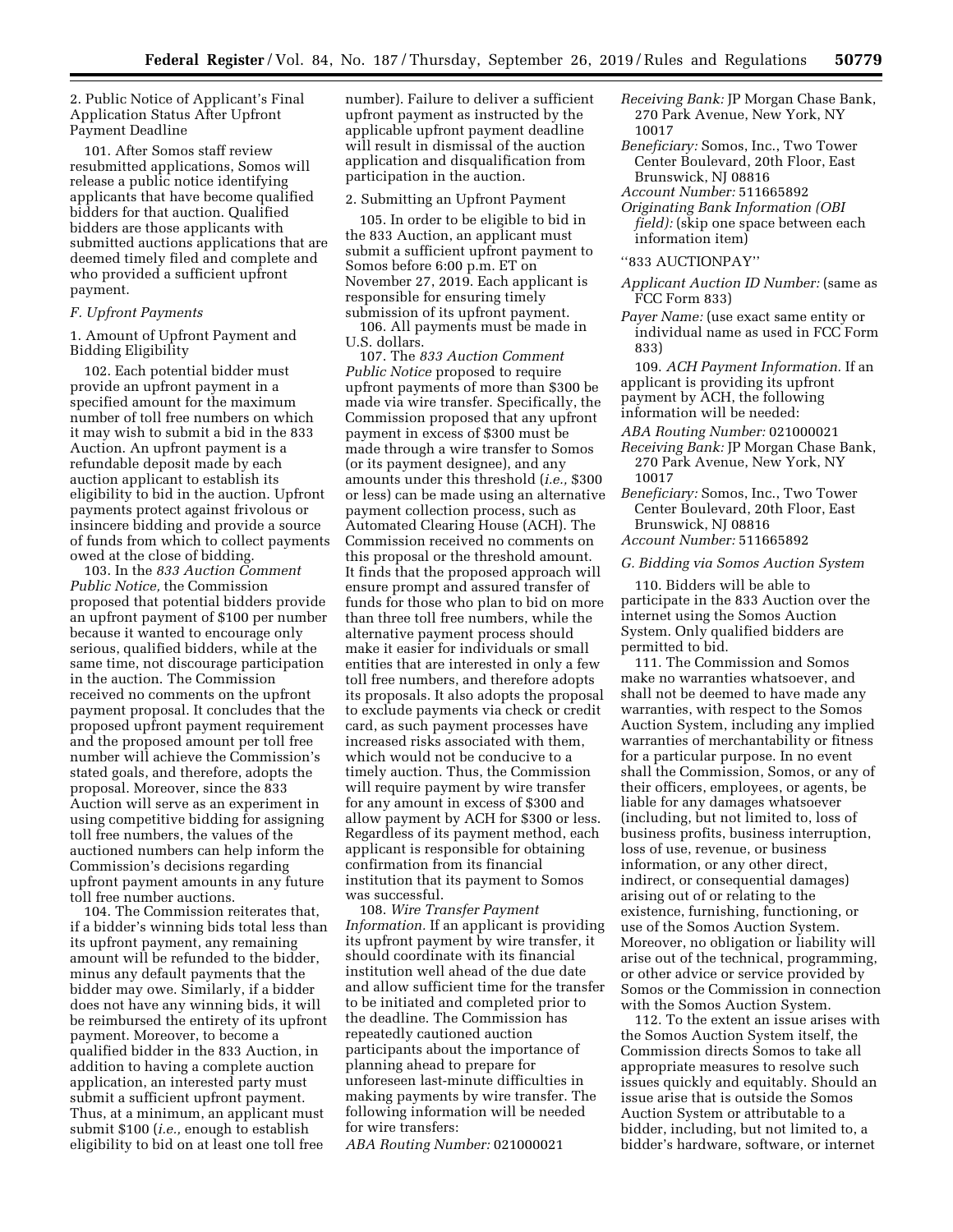2. Public Notice of Applicant's Final Application Status After Upfront Payment Deadline

101. After Somos staff review resubmitted applications, Somos will release a public notice identifying applicants that have become qualified bidders for that auction. Qualified bidders are those applicants with submitted auctions applications that are deemed timely filed and complete and who provided a sufficient upfront payment.

### F. Upfront Payments

1. Amount of Upfront Payment and Bidding Eligibility

102. Each potential bidder must provide an upfront payment in a specified amount for the maximum number of toll free numbers on which it may wish to submit a bid in the 833 Auction. An upfront payment is a refundable deposit made by each auction applicant to establish its eligibility to bid in the auction. Upfront payments protect against frivolous or insincere bidding and provide a source of funds from which to collect payments owed at the close of bidding.

103. In the *833 Auction Comment Public Notice,* the Commission proposed that potential bidders provide an upfront payment of $100 per number because it wanted to encourage only serious, qualified bidders, while at the same time, not discourage participation in the auction. The Commission received no comments on the upfront payment proposal. It concludes that the proposed upfront payment requirement and the proposed amount per toll free number will achieve the Commission's stated goals, and therefore, adopts the proposal. Moreover, since the 833 Auction will serve as an experiment in using competitive bidding for assigning toll free numbers, the values of the auctioned numbers can help inform the Commission's decisions regarding upfront payment amounts in any future toll free number auctions.

104. The Commission reiterates that, if a bidder's winning bids total less than its upfront payment, any remaining amount will be refunded to the bidder, minus any default payments that the bidder may owe. Similarly, if a bidder does not have any winning bids, it will be reimbursed the entirety of its upfront payment. Moreover, to become a qualified bidder in the 833 Auction, in addition to having a complete auction application, an interested party must submit a sufficient upfront payment. Thus, at a minimum, an applicant must submit $100 (*i.e.,* enough to establish eligibility to bid on at least one toll free number). Failure to deliver a sufficient upfront payment as instructed by the applicable upfront payment deadline will result in dismissal of the auction application and disqualification from participation in the auction.

2. Submitting an Upfront Payment

105. In order to be eligible to bid in the 833 Auction, an applicant must submit a sufficient upfront payment to Somos before 6:00 p.m. ET on November 27, 2019. Each applicant is responsible for ensuring timely submission of its upfront payment.

106. All payments must be made in U.S. dollars.

107. The *833 Auction Comment Public Notice* proposed to require upfront payments of more than $300 be made via wire transfer. Specifically, the Commission proposed that any upfront payment in excess of $300 must be made through a wire transfer to Somos (or its payment designee), and any amounts under this threshold (*i.e.,* $300 or less) can be made using an alternative payment collection process, such as Automated Clearing House (ACH). The Commission received no comments on this proposal or the threshold amount. It finds that the proposed approach will ensure prompt and assured transfer of funds for those who plan to bid on more than three toll free numbers, while the alternative payment process should make it easier for individuals or small entities that are interested in only a few toll free numbers, and therefore adopts its proposals. It also adopts the proposal to exclude payments via check or credit card, as such payment processes have increased risks associated with them, which would not be conducive to a timely auction. Thus, the Commission will require payment by wire transfer for any amount in excess of $300 and allow payment by ACH for $300 or less. Regardless of its payment method, each applicant is responsible for obtaining confirmation from its financial institution that its payment to Somos was successful.

108. *Wire Transfer Payment Information.* If an applicant is providing its upfront payment by wire transfer, it should coordinate with its financial institution well ahead of the due date and allow sufficient time for the transfer to be initiated and completed prior to the deadline. The Commission has repeatedly cautioned auction participants about the importance of planning ahead to prepare for unforeseen last-minute difficulties in making payments by wire transfer. The following information will be needed for wire transfers:

*ABA Routing Number:* 021000021
*Receiving Bank:* JP Morgan Chase Bank, 270 Park Avenue, New York, NY 10017
*Beneficiary:* Somos, Inc., Two Tower Center Boulevard, 20th Floor, East Brunswick, NJ 08816
*Account Number:* 511665892
*Originating Bank Information (OBI field):* (skip one space between each information item)

"833 AUCTIONPAY"

*Applicant Auction ID Number:* (same as FCC Form 833)
*Payer Name:* (use exact same entity or individual name as used in FCC Form 833)

109. *ACH Payment Information.* If an applicant is providing its upfront payment by ACH, the following information will be needed:

*ABA Routing Number:* 021000021
*Receiving Bank:* JP Morgan Chase Bank, 270 Park Avenue, New York, NY 10017
*Beneficiary:* Somos, Inc., Two Tower Center Boulevard, 20th Floor, East Brunswick, NJ 08816
*Account Number:* 511665892

### G. Bidding via Somos Auction System

110. Bidders will be able to participate in the 833 Auction over the internet using the Somos Auction System. Only qualified bidders are permitted to bid.

111. The Commission and Somos make no warranties whatsoever, and shall not be deemed to have made any warranties, with respect to the Somos Auction System, including any implied warranties of merchantability or fitness for a particular purpose. In no event shall the Commission, Somos, or any of their officers, employees, or agents, be liable for any damages whatsoever (including, but not limited to, loss of business profits, business interruption, loss of use, revenue, or business information, or any other direct, indirect, or consequential damages) arising out of or relating to the existence, furnishing, functioning, or use of the Somos Auction System. Moreover, no obligation or liability will arise out of the technical, programming, or other advice or service provided by Somos or the Commission in connection with the Somos Auction System.

112. To the extent an issue arises with the Somos Auction System itself, the Commission directs Somos to take all appropriate measures to resolve such issues quickly and equitably. Should an issue arise that is outside the Somos Auction System or attributable to a bidder, including, but not limited to, a bidder's hardware, software, or internet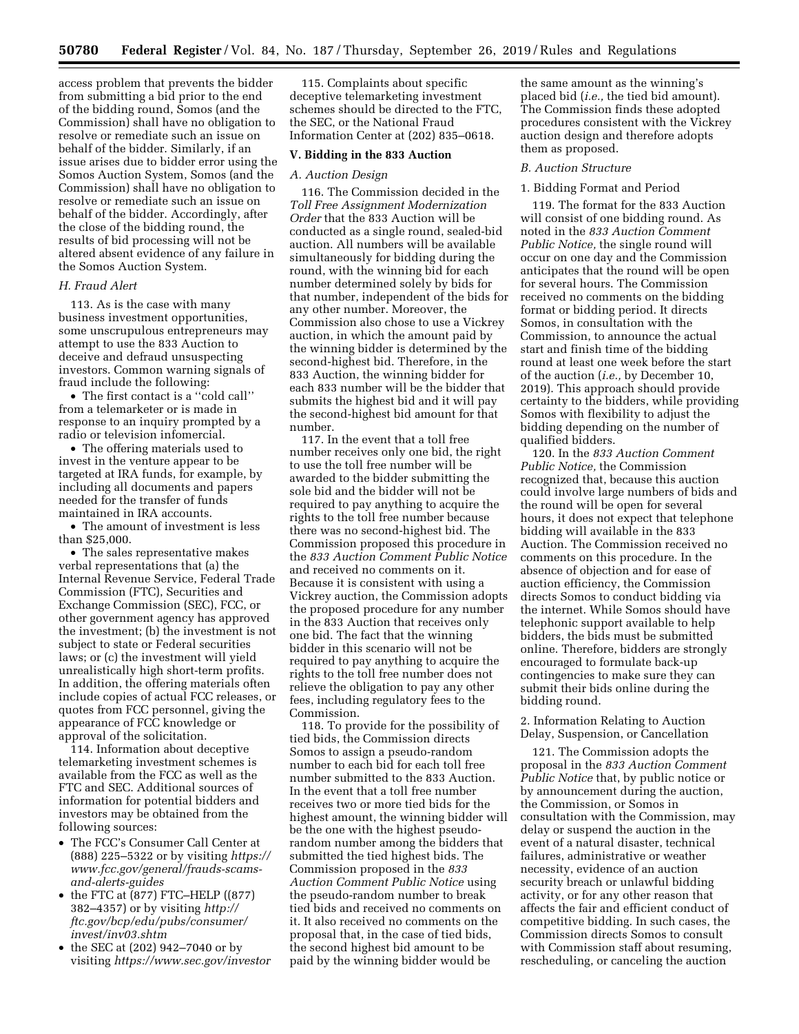access problem that prevents the bidder from submitting a bid prior to the end of the bidding round, Somos (and the Commission) shall have no obligation to resolve or remediate such an issue on behalf of the bidder. Similarly, if an issue arises due to bidder error using the Somos Auction System, Somos (and the Commission) shall have no obligation to resolve or remediate such an issue on behalf of the bidder. Accordingly, after the close of the bidding round, the results of bid processing will not be altered absent evidence of any failure in the Somos Auction System.

### H. Fraud Alert

113. As is the case with many business investment opportunities, some unscrupulous entrepreneurs may attempt to use the 833 Auction to deceive and defraud unsuspecting investors. Common warning signals of fraud include the following:

- The first contact is a ''cold call'' from a telemarketer or is made in response to an inquiry prompted by a radio or television infomercial.
- The offering materials used to invest in the venture appear to be targeted at IRA funds, for example, by including all documents and papers needed for the transfer of funds maintained in IRA accounts.
- The amount of investment is less than $25,000.
- The sales representative makes verbal representations that (a) the Internal Revenue Service, Federal Trade Commission (FTC), Securities and Exchange Commission (SEC), FCC, or other government agency has approved the investment; (b) the investment is not subject to state or Federal securities laws; or (c) the investment will yield unrealistically high short-term profits. In addition, the offering materials often include copies of actual FCC releases, or quotes from FCC personnel, giving the appearance of FCC knowledge or approval of the solicitation.

114. Information about deceptive telemarketing investment schemes is available from the FCC as well as the FTC and SEC. Additional sources of information for potential bidders and investors may be obtained from the following sources:

- The FCC's Consumer Call Center at (888) 225–5322 or by visiting *https://www.fcc.gov/general/frauds-scams-and-alerts-guides*
- the FTC at (877) FTC–HELP ((877) 382–4357) or by visiting *http://ftc.gov/bcp/edu/pubs/consumer/invest/inv03.shtm*
- the SEC at (202) 942–7040 or by visiting *https://www.sec.gov/investor*

115. Complaints about specific deceptive telemarketing investment schemes should be directed to the FTC, the SEC, or the National Fraud Information Center at (202) 835–0618.

## V. Bidding in the 833 Auction

### A. Auction Design

116. The Commission decided in the *Toll Free Assignment Modernization Order* that the 833 Auction will be conducted as a single round, sealed-bid auction. All numbers will be available simultaneously for bidding during the round, with the winning bid for each number determined solely by bids for that number, independent of the bids for any other number. Moreover, the Commission also chose to use a Vickrey auction, in which the amount paid by the winning bidder is determined by the second-highest bid. Therefore, in the 833 Auction, the winning bidder for each 833 number will be the bidder that submits the highest bid and it will pay the second-highest bid amount for that number.

117. In the event that a toll free number receives only one bid, the right to use the toll free number will be awarded to the bidder submitting the sole bid and the bidder will not be required to pay anything to acquire the rights to the toll free number because there was no second-highest bid. The Commission proposed this procedure in the *833 Auction Comment Public Notice* and received no comments on it. Because it is consistent with using a Vickrey auction, the Commission adopts the proposed procedure for any number in the 833 Auction that receives only one bid. The fact that the winning bidder in this scenario will not be required to pay anything to acquire the rights to the toll free number does not relieve the obligation to pay any other fees, including regulatory fees to the Commission.

118. To provide for the possibility of tied bids, the Commission directs Somos to assign a pseudo-random number to each bid for each toll free number submitted to the 833 Auction. In the event that a toll free number receives two or more tied bids for the highest amount, the winning bidder will be the one with the highest pseudo-random number among the bidders that submitted the tied highest bids. The Commission proposed in the *833 Auction Comment Public Notice* using the pseudo-random number to break tied bids and received no comments on it. It also received no comments on the proposal that, in the case of tied bids, the second highest bid amount to be paid by the winning bidder would be the same amount as the winning's placed bid (*i.e.,* the tied bid amount). The Commission finds these adopted procedures consistent with the Vickrey auction design and therefore adopts them as proposed.

### B. Auction Structure

#### 1. Bidding Format and Period

119. The format for the 833 Auction will consist of one bidding round. As noted in the *833 Auction Comment Public Notice,* the single round will occur on one day and the Commission anticipates that the round will be open for several hours. The Commission received no comments on the bidding format or bidding period. It directs Somos, in consultation with the Commission, to announce the actual start and finish time of the bidding round at least one week before the start of the auction (*i.e.,* by December 10, 2019). This approach should provide certainty to the bidders, while providing Somos with flexibility to adjust the bidding depending on the number of qualified bidders.

120. In the *833 Auction Comment Public Notice,* the Commission recognized that, because this auction could involve large numbers of bids and the round will be open for several hours, it does not expect that telephone bidding will available in the 833 Auction. The Commission received no comments on this procedure. In the absence of objection and for ease of auction efficiency, the Commission directs Somos to conduct bidding via the internet. While Somos should have telephonic support available to help bidders, the bids must be submitted online. Therefore, bidders are strongly encouraged to formulate back-up contingencies to make sure they can submit their bids online during the bidding round.

#### 2. Information Relating to Auction Delay, Suspension, or Cancellation

121. The Commission adopts the proposal in the *833 Auction Comment Public Notice* that, by public notice or by announcement during the auction, the Commission, or Somos in consultation with the Commission, may delay or suspend the auction in the event of a natural disaster, technical failures, administrative or weather necessity, evidence of an auction security breach or unlawful bidding activity, or for any other reason that affects the fair and efficient conduct of competitive bidding. In such cases, the Commission directs Somos to consult with Commission staff about resuming, rescheduling, or canceling the auction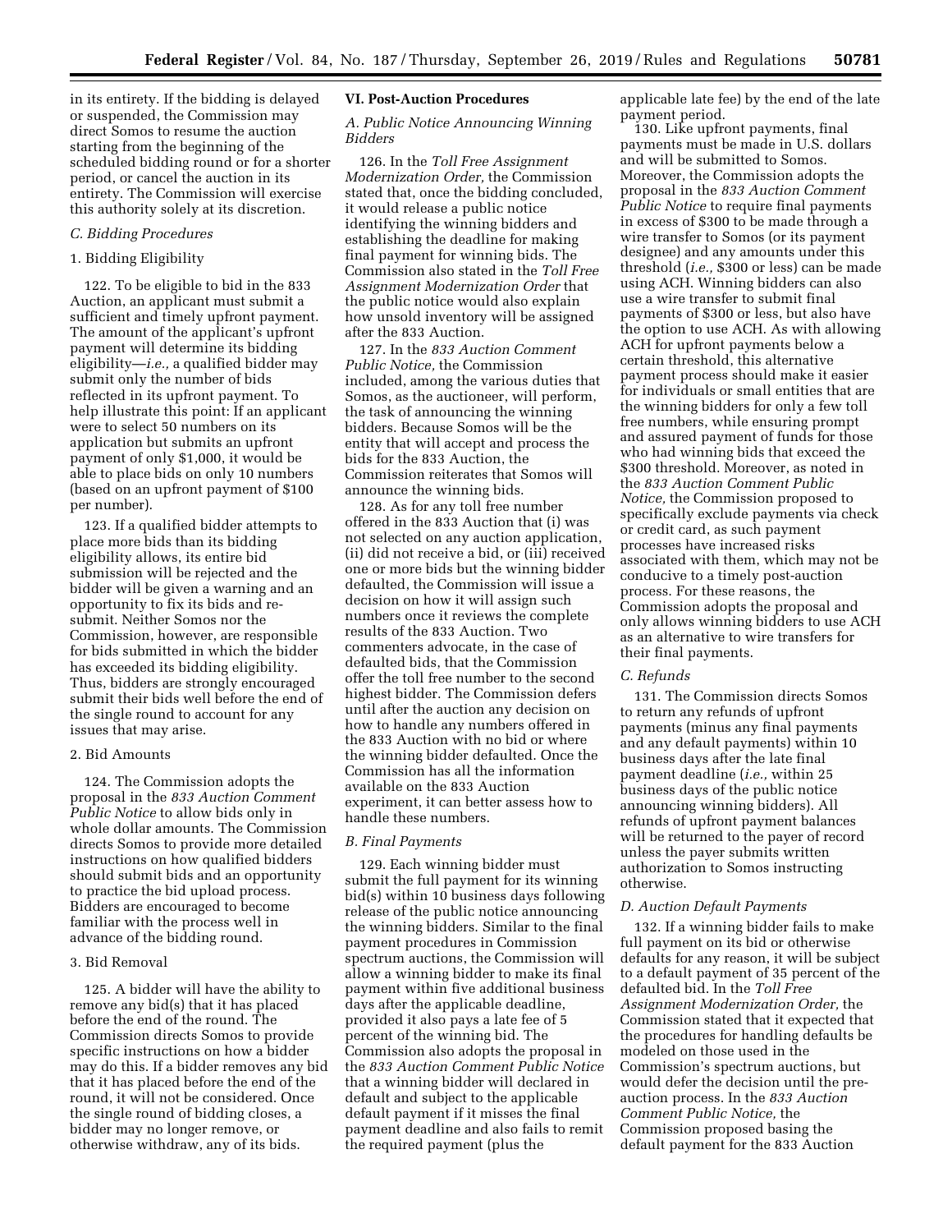in its entirety. If the bidding is delayed or suspended, the Commission may direct Somos to resume the auction starting from the beginning of the scheduled bidding round or for a shorter period, or cancel the auction in its entirety. The Commission will exercise this authority solely at its discretion.

### C. Bidding Procedures

#### 1. Bidding Eligibility

122. To be eligible to bid in the 833 Auction, an applicant must submit a sufficient and timely upfront payment. The amount of the applicant's upfront payment will determine its bidding eligibility—*i.e.,* a qualified bidder may submit only the number of bids reflected in its upfront payment. To help illustrate this point: If an applicant were to select 50 numbers on its application but submits an upfront payment of only $1,000, it would be able to place bids on only 10 numbers (based on an upfront payment of $100 per number).

123. If a qualified bidder attempts to place more bids than its bidding eligibility allows, its entire bid submission will be rejected and the bidder will be given a warning and an opportunity to fix its bids and re-submit. Neither Somos nor the Commission, however, are responsible for bids submitted in which the bidder has exceeded its bidding eligibility. Thus, bidders are strongly encouraged submit their bids well before the end of the single round to account for any issues that may arise.

#### 2. Bid Amounts

124. The Commission adopts the proposal in the *833 Auction Comment Public Notice* to allow bids only in whole dollar amounts. The Commission directs Somos to provide more detailed instructions on how qualified bidders should submit bids and an opportunity to practice the bid upload process. Bidders are encouraged to become familiar with the process well in advance of the bidding round.

#### 3. Bid Removal

125. A bidder will have the ability to remove any bid(s) that it has placed before the end of the round. The Commission directs Somos to provide specific instructions on how a bidder may do this. If a bidder removes any bid that it has placed before the end of the round, it will not be considered. Once the single round of bidding closes, a bidder may no longer remove, or otherwise withdraw, any of its bids.

## VI. Post-Auction Procedures

### A. Public Notice Announcing Winning Bidders

126. In the *Toll Free Assignment Modernization Order,* the Commission stated that, once the bidding concluded, it would release a public notice identifying the winning bidders and establishing the deadline for making final payment for winning bids. The Commission also stated in the *Toll Free Assignment Modernization Order* that the public notice would also explain how unsold inventory will be assigned after the 833 Auction.

127. In the *833 Auction Comment Public Notice,* the Commission included, among the various duties that Somos, as the auctioneer, will perform, the task of announcing the winning bidders. Because Somos will be the entity that will accept and process the bids for the 833 Auction, the Commission reiterates that Somos will announce the winning bids.

128. As for any toll free number offered in the 833 Auction that (i) was not selected on any auction application, (ii) did not receive a bid, or (iii) received one or more bids but the winning bidder defaulted, the Commission will issue a decision on how it will assign such numbers once it reviews the complete results of the 833 Auction. Two commenters advocate, in the case of defaulted bids, that the Commission offer the toll free number to the second highest bidder. The Commission defers until after the auction any decision on how to handle any numbers offered in the 833 Auction with no bid or where the winning bidder defaulted. Once the Commission has all the information available on the 833 Auction experiment, it can better assess how to handle these numbers.

### B. Final Payments

129. Each winning bidder must submit the full payment for its winning bid(s) within 10 business days following release of the public notice announcing the winning bidders. Similar to the final payment procedures in Commission spectrum auctions, the Commission will allow a winning bidder to make its final payment within five additional business days after the applicable deadline, provided it also pays a late fee of 5 percent of the winning bid. The Commission also adopts the proposal in the *833 Auction Comment Public Notice* that a winning bidder will declared in default and subject to the applicable default payment if it misses the final payment deadline and also fails to remit the required payment (plus the applicable late fee) by the end of the late payment period.

130. Like upfront payments, final payments must be made in U.S. dollars and will be submitted to Somos. Moreover, the Commission adopts the proposal in the *833 Auction Comment Public Notice* to require final payments in excess of $300 to be made through a wire transfer to Somos (or its payment designee) and any amounts under this threshold (*i.e.,* $300 or less) can be made using ACH. Winning bidders can also use a wire transfer to submit final payments of $300 or less, but also have the option to use ACH. As with allowing ACH for upfront payments below a certain threshold, this alternative payment process should make it easier for individuals or small entities that are the winning bidders for only a few toll free numbers, while ensuring prompt and assured payment of funds for those who had winning bids that exceed the $300 threshold. Moreover, as noted in the *833 Auction Comment Public Notice,* the Commission proposed to specifically exclude payments via check or credit card, as such payment processes have increased risks associated with them, which may not be conducive to a timely post-auction process. For these reasons, the Commission adopts the proposal and only allows winning bidders to use ACH as an alternative to wire transfers for their final payments.

### C. Refunds

131. The Commission directs Somos to return any refunds of upfront payments (minus any final payments and any default payments) within 10 business days after the late final payment deadline (*i.e.,* within 25 business days of the public notice announcing winning bidders). All refunds of upfront payment balances will be returned to the payer of record unless the payer submits written authorization to Somos instructing otherwise.

### D. Auction Default Payments

132. If a winning bidder fails to make full payment on its bid or otherwise defaults for any reason, it will be subject to a default payment of 35 percent of the defaulted bid. In the *Toll Free Assignment Modernization Order,* the Commission stated that it expected that the procedures for handling defaults be modeled on those used in the Commission's spectrum auctions, but would defer the decision until the pre-auction process. In the *833 Auction Comment Public Notice,* the Commission proposed basing the default payment for the 833 Auction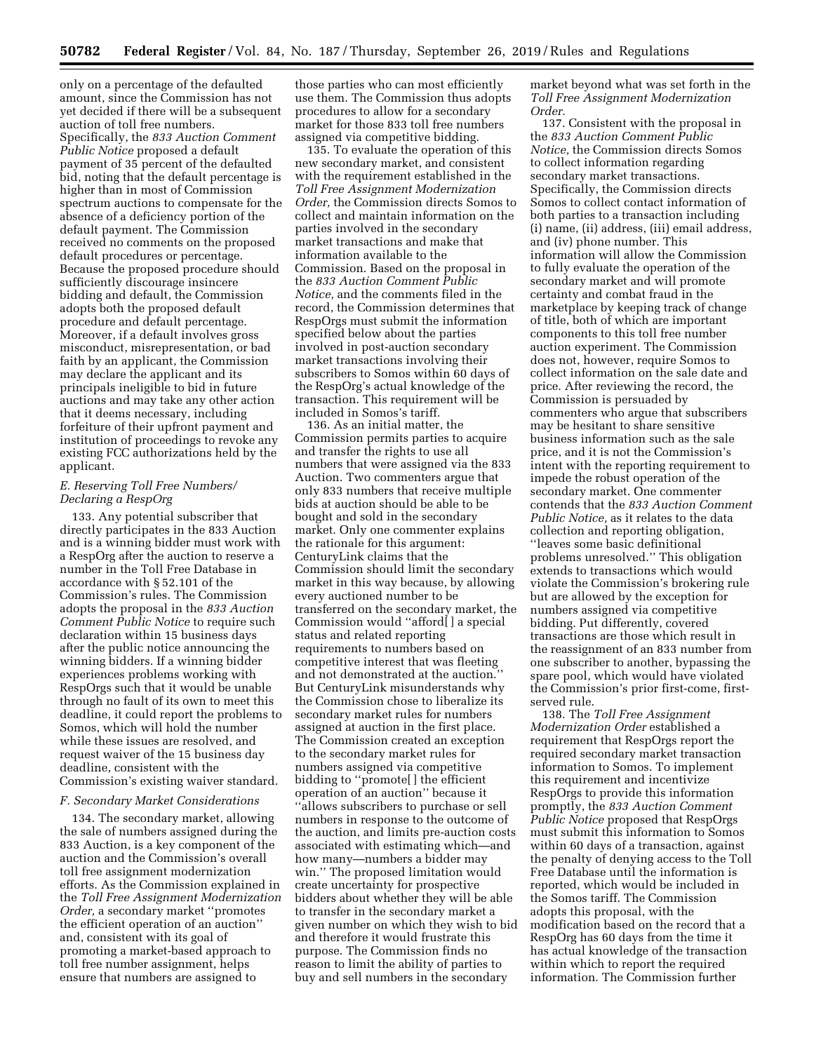only on a percentage of the defaulted amount, since the Commission has not yet decided if there will be a subsequent auction of toll free numbers. Specifically, the *833 Auction Comment Public Notice* proposed a default payment of 35 percent of the defaulted bid, noting that the default percentage is higher than in most of Commission spectrum auctions to compensate for the absence of a deficiency portion of the default payment. The Commission received no comments on the proposed default procedures or percentage. Because the proposed procedure should sufficiently discourage insincere bidding and default, the Commission adopts both the proposed default procedure and default percentage. Moreover, if a default involves gross misconduct, misrepresentation, or bad faith by an applicant, the Commission may declare the applicant and its principals ineligible to bid in future auctions and may take any other action that it deems necessary, including forfeiture of their upfront payment and institution of proceedings to revoke any existing FCC authorizations held by the applicant.

### E. Reserving Toll Free Numbers/Declaring a RespOrg

133. Any potential subscriber that directly participates in the 833 Auction and is a winning bidder must work with a RespOrg after the auction to reserve a number in the Toll Free Database in accordance with § 52.101 of the Commission's rules. The Commission adopts the proposal in the *833 Auction Comment Public Notice* to require such declaration within 15 business days after the public notice announcing the winning bidders. If a winning bidder experiences problems working with RespOrgs such that it would be unable through no fault of its own to meet this deadline, it could report the problems to Somos, which will hold the number while these issues are resolved, and request waiver of the 15 business day deadline, consistent with the Commission's existing waiver standard.

### F. Secondary Market Considerations

134. The secondary market, allowing the sale of numbers assigned during the 833 Auction, is a key component of the auction and the Commission's overall toll free assignment modernization efforts. As the Commission explained in the *Toll Free Assignment Modernization Order,* a secondary market ''promotes the efficient operation of an auction'' and, consistent with its goal of promoting a market-based approach to toll free number assignment, helps ensure that numbers are assigned to those parties who can most efficiently use them. The Commission thus adopts procedures to allow for a secondary market for those 833 toll free numbers assigned via competitive bidding.

135. To evaluate the operation of this new secondary market, and consistent with the requirement established in the *Toll Free Assignment Modernization Order,* the Commission directs Somos to collect and maintain information on the parties involved in the secondary market transactions and make that information available to the Commission. Based on the proposal in the *833 Auction Comment Public Notice,* and the comments filed in the record, the Commission determines that RespOrgs must submit the information specified below about the parties involved in post-auction secondary market transactions involving their subscribers to Somos within 60 days of the RespOrg's actual knowledge of the transaction. This requirement will be included in Somos's tariff.

136. As an initial matter, the Commission permits parties to acquire and transfer the rights to use all numbers that were assigned via the 833 Auction. Two commenters argue that only 833 numbers that receive multiple bids at auction should be able to be bought and sold in the secondary market. Only one commenter explains the rationale for this argument: CenturyLink claims that the Commission should limit the secondary market in this way because, by allowing every auctioned number to be transferred on the secondary market, the Commission would ''afford[ ] a special status and related reporting requirements to numbers based on competitive interest that was fleeting and not demonstrated at the auction.'' But CenturyLink misunderstands why the Commission chose to liberalize its secondary market rules for numbers assigned at auction in the first place. The Commission created an exception to the secondary market rules for numbers assigned via competitive bidding to ''promote[ ] the efficient operation of an auction'' because it ''allows subscribers to purchase or sell numbers in response to the outcome of the auction, and limits pre-auction costs associated with estimating which—and how many—numbers a bidder may win.'' The proposed limitation would create uncertainty for prospective bidders about whether they will be able to transfer in the secondary market a given number on which they wish to bid and therefore it would frustrate this purpose. The Commission finds no reason to limit the ability of parties to buy and sell numbers in the secondary market beyond what was set forth in the *Toll Free Assignment Modernization Order.*

137. Consistent with the proposal in the *833 Auction Comment Public Notice,* the Commission directs Somos to collect information regarding secondary market transactions. Specifically, the Commission directs Somos to collect contact information of both parties to a transaction including (i) name, (ii) address, (iii) email address, and (iv) phone number. This information will allow the Commission to fully evaluate the operation of the secondary market and will promote certainty and combat fraud in the marketplace by keeping track of change of title, both of which are important components to this toll free number auction experiment. The Commission does not, however, require Somos to collect information on the sale date and price. After reviewing the record, the Commission is persuaded by commenters who argue that subscribers may be hesitant to share sensitive business information such as the sale price, and it is not the Commission's intent with the reporting requirement to impede the robust operation of the secondary market. One commenter contends that the *833 Auction Comment Public Notice,* as it relates to the data collection and reporting obligation, ''leaves some basic definitional problems unresolved.'' This obligation extends to transactions which would violate the Commission's brokering rule but are allowed by the exception for numbers assigned via competitive bidding. Put differently, covered transactions are those which result in the reassignment of an 833 number from one subscriber to another, bypassing the spare pool, which would have violated the Commission's prior first-come, first-served rule.

138. The *Toll Free Assignment Modernization Order* established a requirement that RespOrgs report the required secondary market transaction information to Somos. To implement this requirement and incentivize RespOrgs to provide this information promptly, the *833 Auction Comment Public Notice* proposed that RespOrgs must submit this information to Somos within 60 days of a transaction, against the penalty of denying access to the Toll Free Database until the information is reported, which would be included in the Somos tariff. The Commission adopts this proposal, with the modification based on the record that a RespOrg has 60 days from the time it has actual knowledge of the transaction within which to report the required information. The Commission further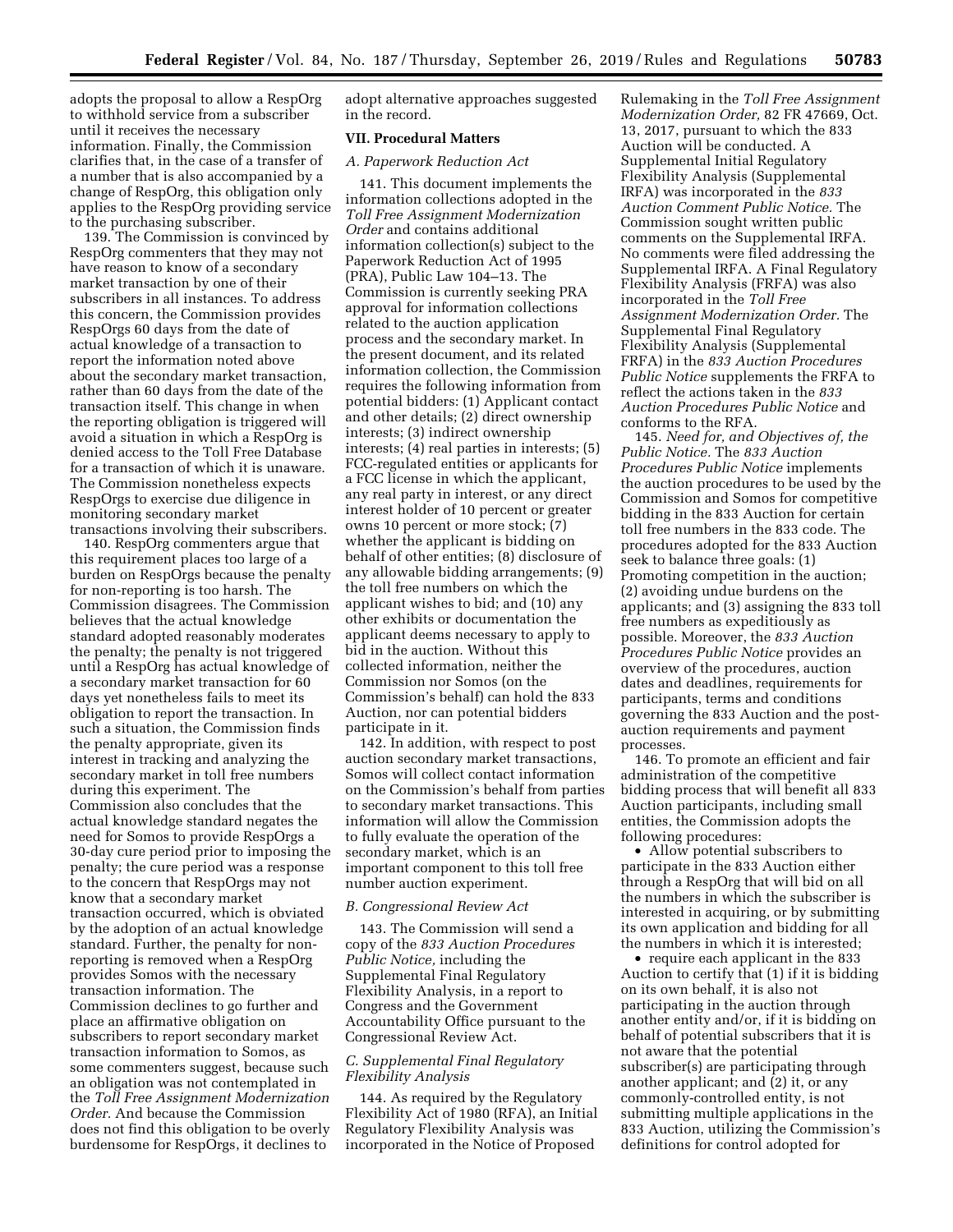adopts the proposal to allow a RespOrg to withhold service from a subscriber until it receives the necessary information. Finally, the Commission clarifies that, in the case of a transfer of a number that is also accompanied by a change of RespOrg, this obligation only applies to the RespOrg providing service to the purchasing subscriber.

139. The Commission is convinced by RespOrg commenters that they may not have reason to know of a secondary market transaction by one of their subscribers in all instances. To address this concern, the Commission provides RespOrgs 60 days from the date of actual knowledge of a transaction to report the information noted above about the secondary market transaction, rather than 60 days from the date of the transaction itself. This change in when the reporting obligation is triggered will avoid a situation in which a RespOrg is denied access to the Toll Free Database for a transaction of which it is unaware. The Commission nonetheless expects RespOrgs to exercise due diligence in monitoring secondary market transactions involving their subscribers.

140. RespOrg commenters argue that this requirement places too large of a burden on RespOrgs because the penalty for non-reporting is too harsh. The Commission disagrees. The Commission believes that the actual knowledge standard adopted reasonably moderates the penalty; the penalty is not triggered until a RespOrg has actual knowledge of a secondary market transaction for 60 days yet nonetheless fails to meet its obligation to report the transaction. In such a situation, the Commission finds the penalty appropriate, given its interest in tracking and analyzing the secondary market in toll free numbers during this experiment. The Commission also concludes that the actual knowledge standard negates the need for Somos to provide RespOrgs a 30-day cure period prior to imposing the penalty; the cure period was a response to the concern that RespOrgs may not know that a secondary market transaction occurred, which is obviated by the adoption of an actual knowledge standard. Further, the penalty for non-reporting is removed when a RespOrg provides Somos with the necessary transaction information. The Commission declines to go further and place an affirmative obligation on subscribers to report secondary market transaction information to Somos, as some commenters suggest, because such an obligation was not contemplated in the *Toll Free Assignment Modernization Order.* And because the Commission does not find this obligation to be overly burdensome for RespOrgs, it declines to adopt alternative approaches suggested in the record.

## VII. Procedural Matters

### A. Paperwork Reduction Act

141. This document implements the information collections adopted in the *Toll Free Assignment Modernization Order* and contains additional information collection(s) subject to the Paperwork Reduction Act of 1995 (PRA), Public Law 104–13. The Commission is currently seeking PRA approval for information collections related to the auction application process and the secondary market. In the present document, and its related information collection, the Commission requires the following information from potential bidders: (1) Applicant contact and other details; (2) direct ownership interests; (3) indirect ownership interests; (4) real parties in interests; (5) FCC-regulated entities or applicants for a FCC license in which the applicant, any real party in interest, or any direct interest holder of 10 percent or greater owns 10 percent or more stock; (7) whether the applicant is bidding on behalf of other entities; (8) disclosure of any allowable bidding arrangements; (9) the toll free numbers on which the applicant wishes to bid; and (10) any other exhibits or documentation the applicant deems necessary to apply to bid in the auction. Without this collected information, neither the Commission nor Somos (on the Commission's behalf) can hold the 833 Auction, nor can potential bidders participate in it.

142. In addition, with respect to post auction secondary market transactions, Somos will collect contact information on the Commission's behalf from parties to secondary market transactions. This information will allow the Commission to fully evaluate the operation of the secondary market, which is an important component to this toll free number auction experiment.

### B. Congressional Review Act

143. The Commission will send a copy of the *833 Auction Procedures Public Notice,* including the Supplemental Final Regulatory Flexibility Analysis, in a report to Congress and the Government Accountability Office pursuant to the Congressional Review Act.

### C. Supplemental Final Regulatory Flexibility Analysis

144. As required by the Regulatory Flexibility Act of 1980 (RFA), an Initial Regulatory Flexibility Analysis was incorporated in the Notice of Proposed Rulemaking in the *Toll Free Assignment Modernization Order,* 82 FR 47669, Oct. 13, 2017, pursuant to which the 833 Auction will be conducted. A Supplemental Initial Regulatory Flexibility Analysis (Supplemental IRFA) was incorporated in the *833 Auction Comment Public Notice.* The Commission sought written public comments on the Supplemental IRFA. No comments were filed addressing the Supplemental IRFA. A Final Regulatory Flexibility Analysis (FRFA) was also incorporated in the *Toll Free Assignment Modernization Order.* The Supplemental Final Regulatory Flexibility Analysis (Supplemental FRFA) in the *833 Auction Procedures Public Notice* supplements the FRFA to reflect the actions taken in the *833 Auction Procedures Public Notice* and conforms to the RFA.

145. *Need for, and Objectives of, the Public Notice.* The *833 Auction Procedures Public Notice* implements the auction procedures to be used by the Commission and Somos for competitive bidding in the 833 Auction for certain toll free numbers in the 833 code. The procedures adopted for the 833 Auction seek to balance three goals: (1) Promoting competition in the auction; (2) avoiding undue burdens on the applicants; and (3) assigning the 833 toll free numbers as expeditiously as possible. Moreover, the *833 Auction Procedures Public Notice* provides an overview of the procedures, auction dates and deadlines, requirements for participants, terms and conditions governing the 833 Auction and the post-auction requirements and payment processes.

146. To promote an efficient and fair administration of the competitive bidding process that will benefit all 833 Auction participants, including small entities, the Commission adopts the following procedures:

- Allow potential subscribers to participate in the 833 Auction either through a RespOrg that will bid on all the numbers in which the subscriber is interested in acquiring, or by submitting its own application and bidding for all the numbers in which it is interested;
- require each applicant in the 833 Auction to certify that (1) if it is bidding on its own behalf, it is also not participating in the auction through another entity and/or, if it is bidding on behalf of potential subscribers that it is not aware that the potential subscriber(s) are participating through another applicant; and (2) it, or any commonly-controlled entity, is not submitting multiple applications in the 833 Auction, utilizing the Commission's definitions for control adopted for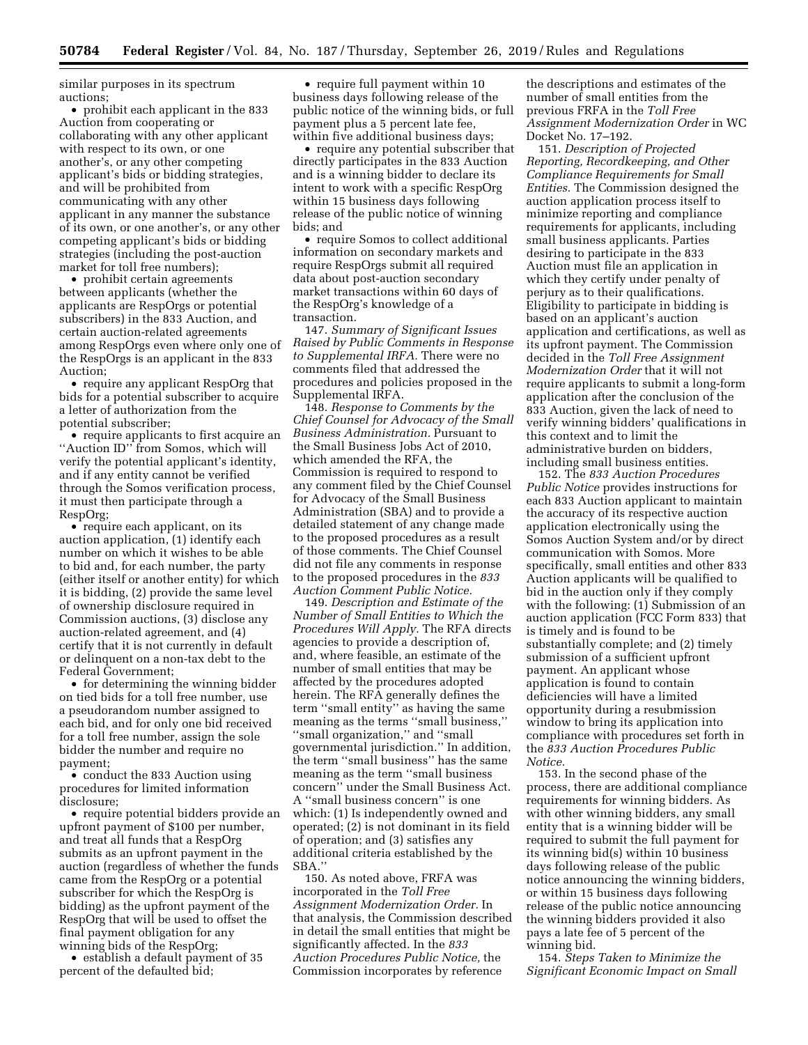similar purposes in its spectrum auctions;

- prohibit each applicant in the 833 Auction from cooperating or collaborating with any other applicant with respect to its own, or one another's, or any other competing applicant's bids or bidding strategies, and will be prohibited from communicating with any other applicant in any manner the substance of its own, or one another's, or any other competing applicant's bids or bidding strategies (including the post-auction market for toll free numbers);
- prohibit certain agreements between applicants (whether the applicants are RespOrgs or potential subscribers) in the 833 Auction, and certain auction-related agreements among RespOrgs even where only one of the RespOrgs is an applicant in the 833 Auction;
- require any applicant RespOrg that bids for a potential subscriber to acquire a letter of authorization from the potential subscriber;
- require applicants to first acquire an ''Auction ID'' from Somos, which will verify the potential applicant's identity, and if any entity cannot be verified through the Somos verification process, it must then participate through a RespOrg;
- require each applicant, on its auction application, (1) identify each number on which it wishes to be able to bid and, for each number, the party (either itself or another entity) for which it is bidding, (2) provide the same level of ownership disclosure required in Commission auctions, (3) disclose any auction-related agreement, and (4) certify that it is not currently in default or delinquent on a non-tax debt to the Federal Government;
- for determining the winning bidder on tied bids for a toll free number, use a pseudorandom number assigned to each bid, and for only one bid received for a toll free number, assign the sole bidder the number and require no payment;
- conduct the 833 Auction using procedures for limited information disclosure;
- require potential bidders provide an upfront payment of $100 per number, and treat all funds that a RespOrg submits as an upfront payment in the auction (regardless of whether the funds came from the RespOrg or a potential subscriber for which the RespOrg is bidding) as the upfront payment of the RespOrg that will be used to offset the final payment obligation for any winning bids of the RespOrg;
- establish a default payment of 35 percent of the defaulted bid;
- require full payment within 10 business days following release of the public notice of the winning bids, or full payment plus a 5 percent late fee, within five additional business days;
- require any potential subscriber that directly participates in the 833 Auction and is a winning bidder to declare its intent to work with a specific RespOrg within 15 business days following release of the public notice of winning bids; and
- require Somos to collect additional information on secondary markets and require RespOrgs submit all required data about post-auction secondary market transactions within 60 days of the RespOrg's knowledge of a transaction.

147. *Summary of Significant Issues Raised by Public Comments in Response to Supplemental IRFA.* There were no comments filed that addressed the procedures and policies proposed in the Supplemental IRFA.

148. *Response to Comments by the Chief Counsel for Advocacy of the Small Business Administration.* Pursuant to the Small Business Jobs Act of 2010, which amended the RFA, the Commission is required to respond to any comment filed by the Chief Counsel for Advocacy of the Small Business Administration (SBA) and to provide a detailed statement of any change made to the proposed procedures as a result of those comments. The Chief Counsel did not file any comments in response to the proposed procedures in the *833 Auction Comment Public Notice.*

149. *Description and Estimate of the Number of Small Entities to Which the Procedures Will Apply.* The RFA directs agencies to provide a description of, and, where feasible, an estimate of the number of small entities that may be affected by the procedures adopted herein. The RFA generally defines the term ''small entity'' as having the same meaning as the terms ''small business,'' ''small organization,'' and ''small governmental jurisdiction.'' In addition, the term ''small business'' has the same meaning as the term ''small business concern'' under the Small Business Act. A ''small business concern'' is one which: (1) Is independently owned and operated; (2) is not dominant in its field of operation; and (3) satisfies any additional criteria established by the SBA.''

150. As noted above, FRFA was incorporated in the *Toll Free Assignment Modernization Order.* In that analysis, the Commission described in detail the small entities that might be significantly affected. In the *833 Auction Procedures Public Notice,* the Commission incorporates by reference the descriptions and estimates of the number of small entities from the previous FRFA in the *Toll Free Assignment Modernization Order* in WC Docket No. 17–192.

151. *Description of Projected Reporting, Recordkeeping, and Other Compliance Requirements for Small Entities.* The Commission designed the auction application process itself to minimize reporting and compliance requirements for applicants, including small business applicants. Parties desiring to participate in the 833 Auction must file an application in which they certify under penalty of perjury as to their qualifications. Eligibility to participate in bidding is based on an applicant's auction application and certifications, as well as its upfront payment. The Commission decided in the *Toll Free Assignment Modernization Order* that it will not require applicants to submit a long-form application after the conclusion of the 833 Auction, given the lack of need to verify winning bidders' qualifications in this context and to limit the administrative burden on bidders, including small business entities.

152. The *833 Auction Procedures Public Notice* provides instructions for each 833 Auction applicant to maintain the accuracy of its respective auction application electronically using the Somos Auction System and/or by direct communication with Somos. More specifically, small entities and other 833 Auction applicants will be qualified to bid in the auction only if they comply with the following: (1) Submission of an auction application (FCC Form 833) that is timely and is found to be substantially complete; and (2) timely submission of a sufficient upfront payment. An applicant whose application is found to contain deficiencies will have a limited opportunity during a resubmission window to bring its application into compliance with procedures set forth in the *833 Auction Procedures Public Notice.*

153. In the second phase of the process, there are additional compliance requirements for winning bidders. As with other winning bidders, any small entity that is a winning bidder will be required to submit the full payment for its winning bid(s) within 10 business days following release of the public notice announcing the winning bidders, or within 15 business days following release of the public notice announcing the winning bidders provided it also pays a late fee of 5 percent of the winning bid.

154. *Steps Taken to Minimize the Significant Economic Impact on Small*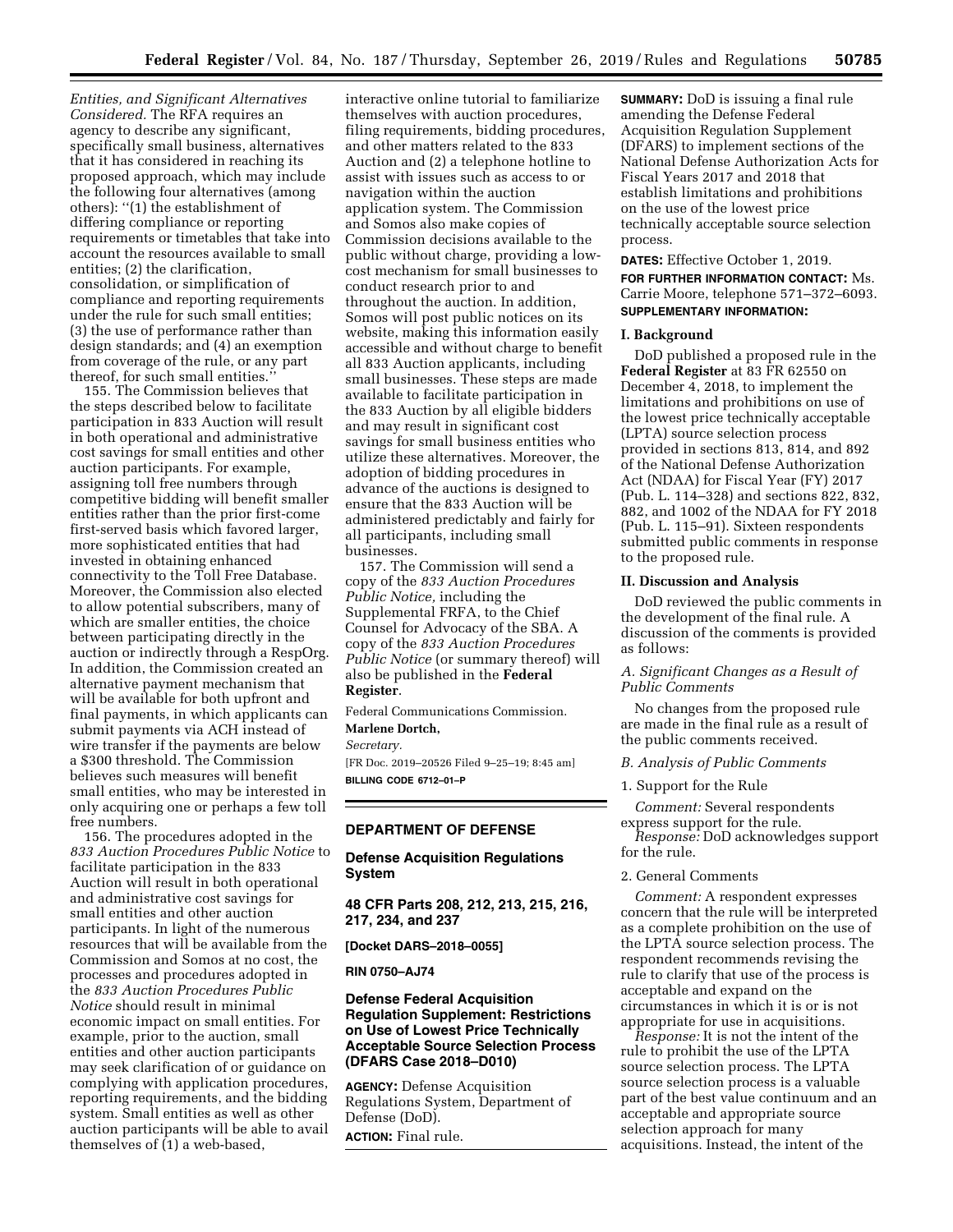*Entities, and Significant Alternatives Considered.* The RFA requires an agency to describe any significant, specifically small business, alternatives that it has considered in reaching its proposed approach, which may include the following four alternatives (among others): ''(1) the establishment of differing compliance or reporting requirements or timetables that take into account the resources available to small entities; (2) the clarification, consolidation, or simplification of compliance and reporting requirements under the rule for such small entities; (3) the use of performance rather than design standards; and (4) an exemption from coverage of the rule, or any part thereof, for such small entities.''

155. The Commission believes that the steps described below to facilitate participation in 833 Auction will result in both operational and administrative cost savings for small entities and other auction participants. For example, assigning toll free numbers through competitive bidding will benefit smaller entities rather than the prior first-come first-served basis which favored larger, more sophisticated entities that had invested in obtaining enhanced connectivity to the Toll Free Database. Moreover, the Commission also elected to allow potential subscribers, many of which are smaller entities, the choice between participating directly in the auction or indirectly through a RespOrg. In addition, the Commission created an alternative payment mechanism that will be available for both upfront and final payments, in which applicants can submit payments via ACH instead of wire transfer if the payments are below a $300 threshold. The Commission believes such measures will benefit small entities, who may be interested in only acquiring one or perhaps a few toll free numbers.

156. The procedures adopted in the *833 Auction Procedures Public Notice* to facilitate participation in the 833 Auction will result in both operational and administrative cost savings for small entities and other auction participants. In light of the numerous resources that will be available from the Commission and Somos at no cost, the processes and procedures adopted in the *833 Auction Procedures Public Notice* should result in minimal economic impact on small entities. For example, prior to the auction, small entities and other auction participants may seek clarification of or guidance on complying with application procedures, reporting requirements, and the bidding system. Small entities as well as other auction participants will be able to avail themselves of (1) a web-based, interactive online tutorial to familiarize themselves with auction procedures, filing requirements, bidding procedures, and other matters related to the 833 Auction and (2) a telephone hotline to assist with issues such as access to or navigation within the auction application system. The Commission and Somos also make copies of Commission decisions available to the public without charge, providing a low-cost mechanism for small businesses to conduct research prior to and throughout the auction. In addition, Somos will post public notices on its website, making this information easily accessible and without charge to benefit all 833 Auction applicants, including small businesses. These steps are made available to facilitate participation in the 833 Auction by all eligible bidders and may result in significant cost savings for small business entities who utilize these alternatives. Moreover, the adoption of bidding procedures in advance of the auctions is designed to ensure that the 833 Auction will be administered predictably and fairly for all participants, including small businesses.

157. The Commission will send a copy of the *833 Auction Procedures Public Notice,* including the Supplemental FRFA, to the Chief Counsel for Advocacy of the SBA. A copy of the *833 Auction Procedures Public Notice* (or summary thereof) will also be published in the **Federal Register**.

Federal Communications Commission.

**Marlene Dortch,**

*Secretary.*

[FR Doc. 2019–20526 Filed 9–25–19; 8:45 am]

**BILLING CODE 6712–01–P**

## DEPARTMENT OF DEFENSE

### Defense Acquisition Regulations System

### 48 CFR Parts 208, 212, 213, 215, 216, 217, 234, and 237

**[Docket DARS–2018–0055]**

**RIN 0750–AJ74**

### Defense Federal Acquisition Regulation Supplement: Restrictions on Use of Lowest Price Technically Acceptable Source Selection Process (DFARS Case 2018–D010)

**AGENCY:** Defense Acquisition Regulations System, Department of Defense (DoD).

**ACTION:** Final rule.

**SUMMARY:** DoD is issuing a final rule amending the Defense Federal Acquisition Regulation Supplement (DFARS) to implement sections of the National Defense Authorization Acts for Fiscal Years 2017 and 2018 that establish limitations and prohibitions on the use of the lowest price technically acceptable source selection process.

**DATES:** Effective October 1, 2019.

**FOR FURTHER INFORMATION CONTACT:** Ms. Carrie Moore, telephone 571–372–6093.

**SUPPLEMENTARY INFORMATION:**

#### I. Background

DoD published a proposed rule in the **Federal Register** at 83 FR 62550 on December 4, 2018, to implement the limitations and prohibitions on use of the lowest price technically acceptable (LPTA) source selection process provided in sections 813, 814, and 892 of the National Defense Authorization Act (NDAA) for Fiscal Year (FY) 2017 (Pub. L. 114–328) and sections 822, 832, 882, and 1002 of the NDAA for FY 2018 (Pub. L. 115–91). Sixteen respondents submitted public comments in response to the proposed rule.

#### II. Discussion and Analysis

DoD reviewed the public comments in the development of the final rule. A discussion of the comments is provided as follows:

*A. Significant Changes as a Result of Public Comments*

No changes from the proposed rule are made in the final rule as a result of the public comments received.

*B. Analysis of Public Comments*

1. Support for the Rule

*Comment:* Several respondents express support for the rule.

*Response:* DoD acknowledges support for the rule.

2. General Comments

*Comment:* A respondent expresses concern that the rule will be interpreted as a complete prohibition on the use of the LPTA source selection process. The respondent recommends revising the rule to clarify that use of the process is acceptable and expand on the circumstances in which it is or is not appropriate for use in acquisitions.

*Response:* It is not the intent of the rule to prohibit the use of the LPTA source selection process. The LPTA source selection process is a valuable part of the best value continuum and an acceptable and appropriate source selection approach for many acquisitions. Instead, the intent of the